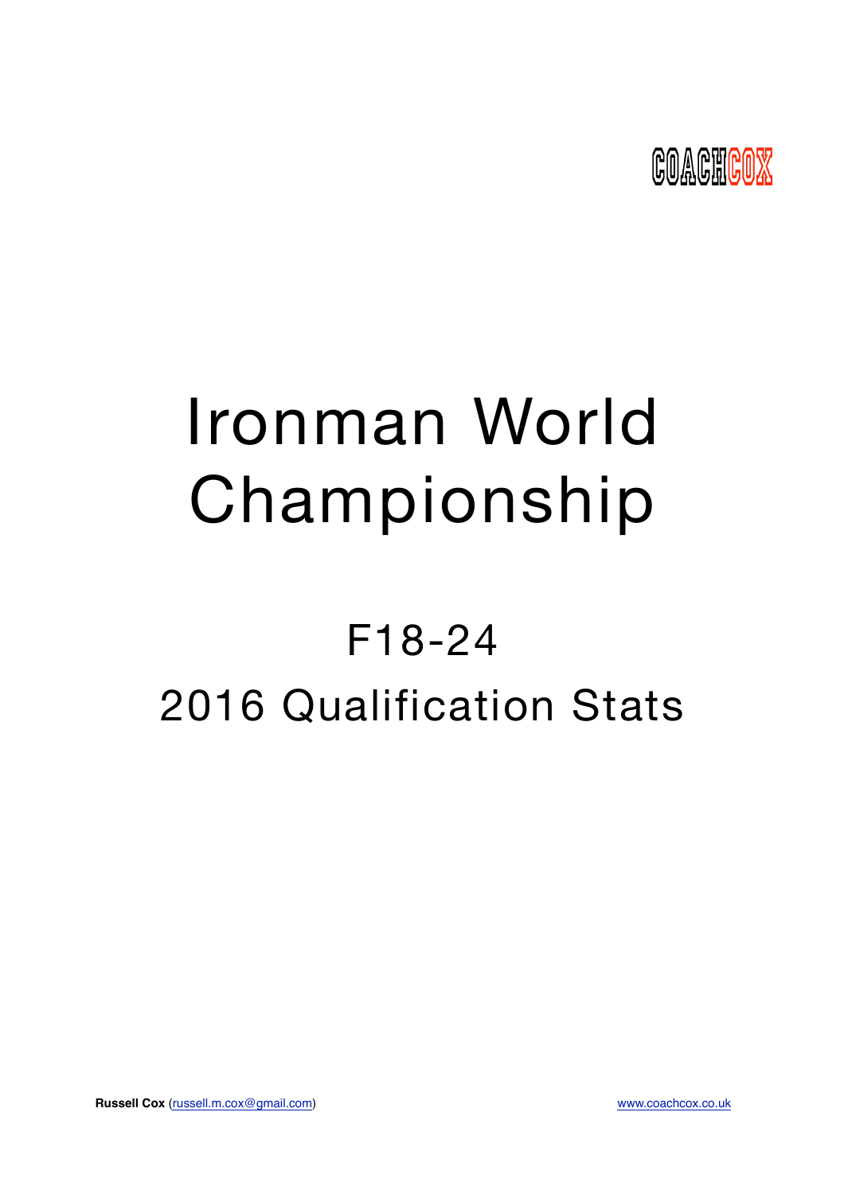COACHCOX

# Ironman World Championship

## F18-24

## 2016 Qualification Stats

**Russell Cox** (russell.m.cox@gmail.com)

www.coachcox.co.uk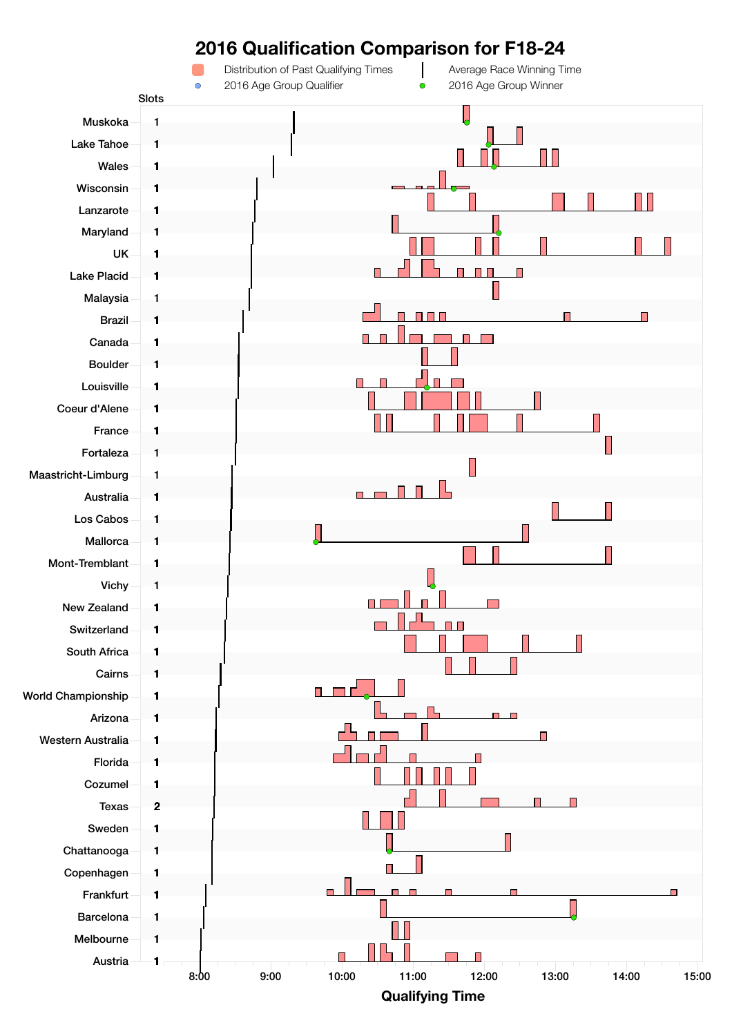# 2016 Qualification Comparison for F18-24

Distribution of Past Qualifying Times | Average Race Winning Time | 2016 Age Group Qualifier | 2016 Age Group Winner

| Race | Slots |
|---|---|
| Muskoka | 1 |
| Lake Tahoe | 1 |
| Wales | 1 |
| Wisconsin | 1 |
| Lanzarote | 1 |
| Maryland | 1 |
| UK | 1 |
| Lake Placid | 1 |
| Malaysia | 1 |
| Brazil | 1 |
| Canada | 1 |
| Boulder | 1 |
| Louisville | 1 |
| Coeur d'Alene | 1 |
| France | 1 |
| Fortaleza | 1 |
| Maastricht-Limburg | 1 |
| Australia | 1 |
| Los Cabos | 1 |
| Mallorca | 1 |
| Mont-Tremblant | 1 |
| Vichy | 1 |
| New Zealand | 1 |
| Switzerland | 1 |
| South Africa | 1 |
| Cairns | 1 |
| World Championship | 1 |
| Arizona | 1 |
| Western Australia | 1 |
| Florida | 1 |
| Cozumel | 1 |
| Texas | 2 |
| Sweden | 1 |
| Chattanooga | 1 |
| Copenhagen | 1 |
| Frankfurt | 1 |
| Barcelona | 1 |
| Melbourne | 1 |
| Austria | 1 |

Qualifying Time: 8:00, 9:00, 10:00, 11:00, 12:00, 13:00, 14:00, 15:00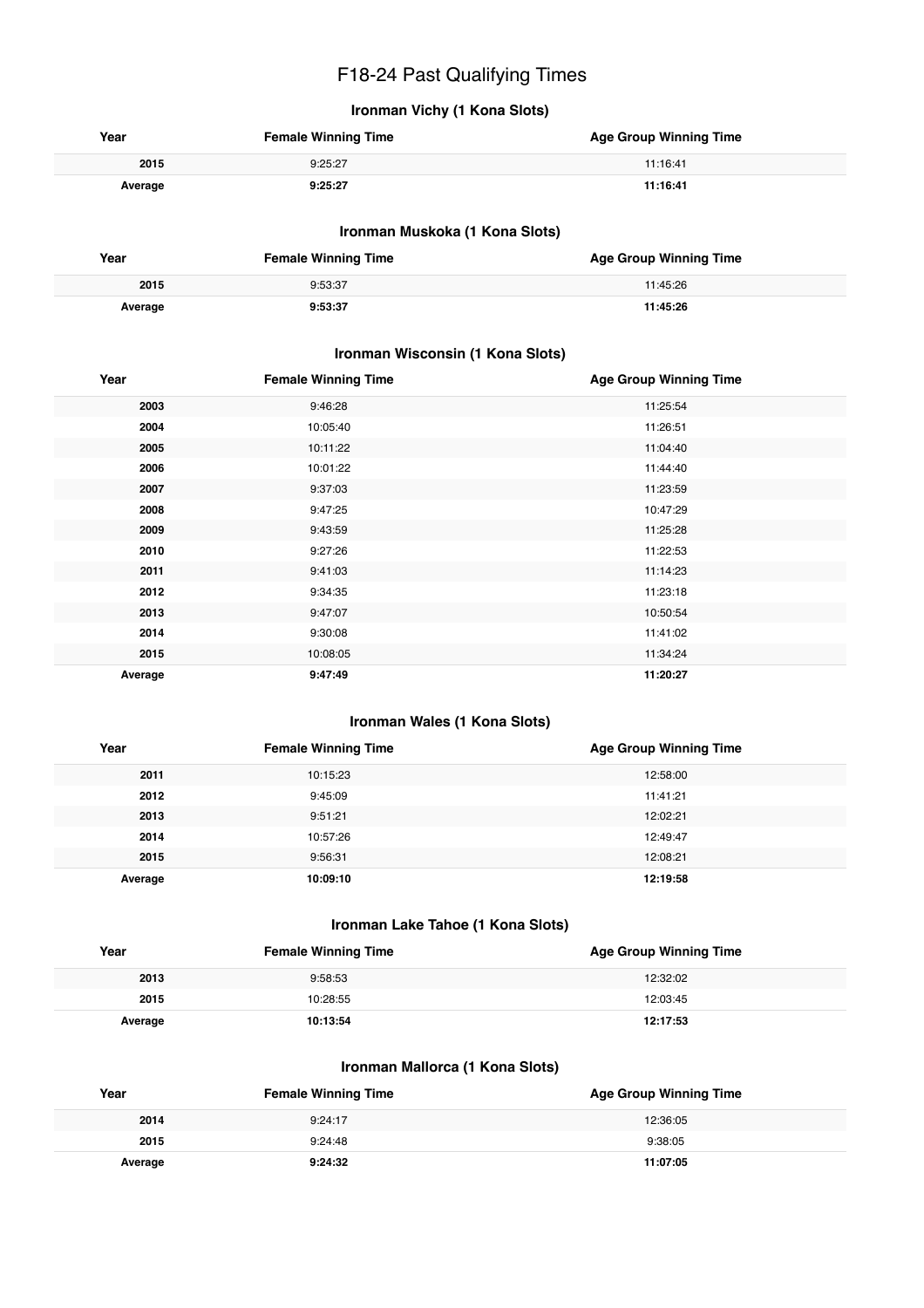# F18-24 Past Qualifying Times

### Ironman Vichy (1 Kona Slots)

| Year | Female Winning Time | Age Group Winning Time |
|---|---|---|
| 2015 | 9:25:27 | 11:16:41 |
| **Average** | **9:25:27** | **11:16:41** |

### Ironman Muskoka (1 Kona Slots)

| Year | Female Winning Time | Age Group Winning Time |
|---|---|---|
| 2015 | 9:53:37 | 11:45:26 |
| **Average** | **9:53:37** | **11:45:26** |

### Ironman Wisconsin (1 Kona Slots)

| Year | Female Winning Time | Age Group Winning Time |
|---|---|---|
| 2003 | 9:46:28 | 11:25:54 |
| 2004 | 10:05:40 | 11:26:51 |
| 2005 | 10:11:22 | 11:04:40 |
| 2006 | 10:01:22 | 11:44:40 |
| 2007 | 9:37:03 | 11:23:59 |
| 2008 | 9:47:25 | 10:47:29 |
| 2009 | 9:43:59 | 11:25:28 |
| 2010 | 9:27:26 | 11:22:53 |
| 2011 | 9:41:03 | 11:14:23 |
| 2012 | 9:34:35 | 11:23:18 |
| 2013 | 9:47:07 | 10:50:54 |
| 2014 | 9:30:08 | 11:41:02 |
| 2015 | 10:08:05 | 11:34:24 |
| **Average** | **9:47:49** | **11:20:27** |

### Ironman Wales (1 Kona Slots)

| Year | Female Winning Time | Age Group Winning Time |
|---|---|---|
| 2011 | 10:15:23 | 12:58:00 |
| 2012 | 9:45:09 | 11:41:21 |
| 2013 | 9:51:21 | 12:02:21 |
| 2014 | 10:57:26 | 12:49:47 |
| 2015 | 9:56:31 | 12:08:21 |
| **Average** | **10:09:10** | **12:19:58** |

### Ironman Lake Tahoe (1 Kona Slots)

| Year | Female Winning Time | Age Group Winning Time |
|---|---|---|
| 2013 | 9:58:53 | 12:32:02 |
| 2015 | 10:28:55 | 12:03:45 |
| **Average** | **10:13:54** | **12:17:53** |

### Ironman Mallorca (1 Kona Slots)

| Year | Female Winning Time | Age Group Winning Time |
|---|---|---|
| 2014 | 9:24:17 | 12:36:05 |
| 2015 | 9:24:48 | 9:38:05 |
| **Average** | **9:24:32** | **11:07:05** |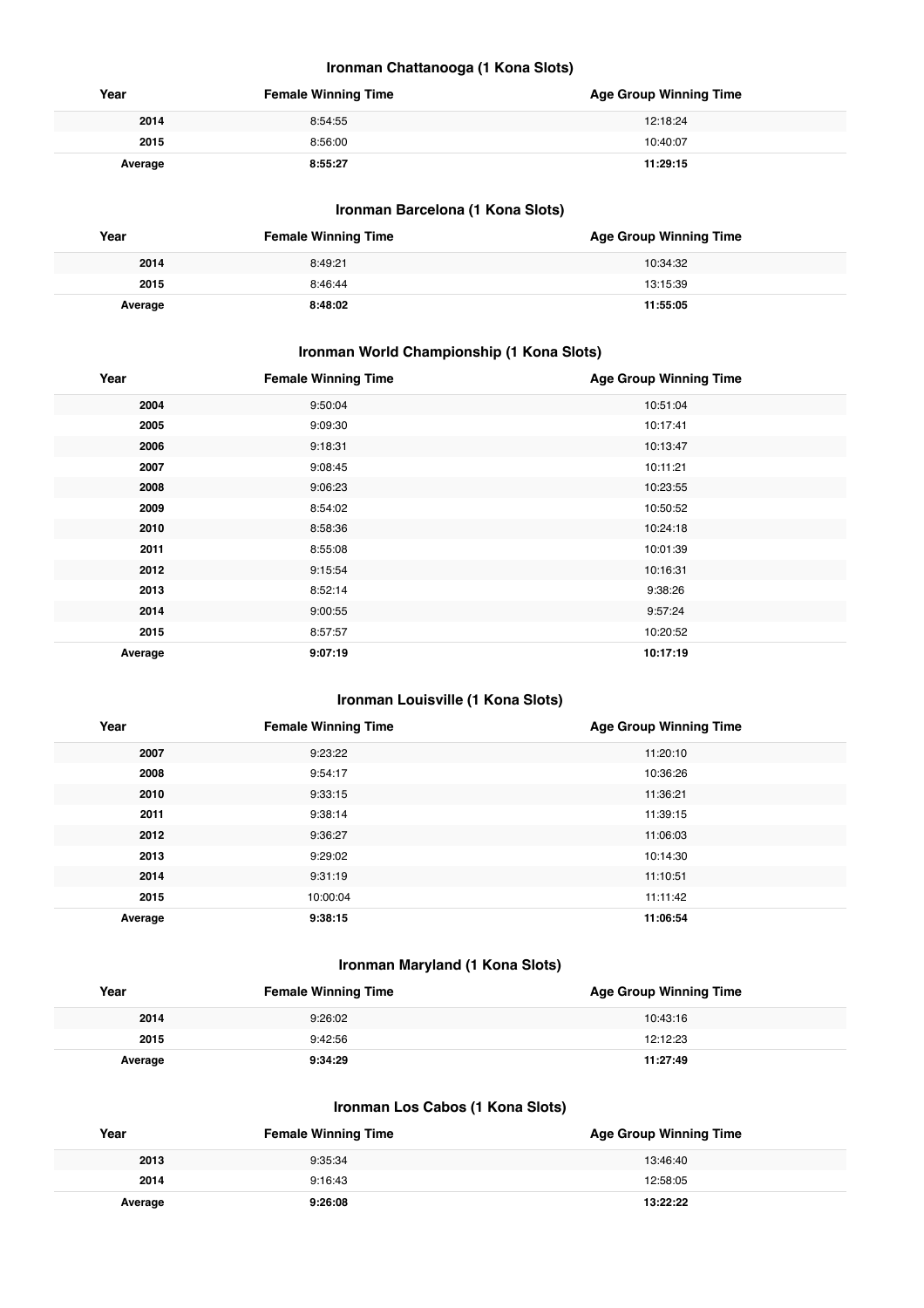### Ironman Chattanooga (1 Kona Slots)

| Year | Female Winning Time | Age Group Winning Time |
|---|---|---|
| 2014 | 8:54:55 | 12:18:24 |
| 2015 | 8:56:00 | 10:40:07 |
| **Average** | **8:55:27** | **11:29:15** |

### Ironman Barcelona (1 Kona Slots)

| Year | Female Winning Time | Age Group Winning Time |
|---|---|---|
| 2014 | 8:49:21 | 10:34:32 |
| 2015 | 8:46:44 | 13:15:39 |
| **Average** | **8:48:02** | **11:55:05** |

### Ironman World Championship (1 Kona Slots)

| Year | Female Winning Time | Age Group Winning Time |
|---|---|---|
| 2004 | 9:50:04 | 10:51:04 |
| 2005 | 9:09:30 | 10:17:41 |
| 2006 | 9:18:31 | 10:13:47 |
| 2007 | 9:08:45 | 10:11:21 |
| 2008 | 9:06:23 | 10:23:55 |
| 2009 | 8:54:02 | 10:50:52 |
| 2010 | 8:58:36 | 10:24:18 |
| 2011 | 8:55:08 | 10:01:39 |
| 2012 | 9:15:54 | 10:16:31 |
| 2013 | 8:52:14 | 9:38:26 |
| 2014 | 9:00:55 | 9:57:24 |
| 2015 | 8:57:57 | 10:20:52 |
| **Average** | **9:07:19** | **10:17:19** |

### Ironman Louisville (1 Kona Slots)

| Year | Female Winning Time | Age Group Winning Time |
|---|---|---|
| 2007 | 9:23:22 | 11:20:10 |
| 2008 | 9:54:17 | 10:36:26 |
| 2010 | 9:33:15 | 11:36:21 |
| 2011 | 9:38:14 | 11:39:15 |
| 2012 | 9:36:27 | 11:06:03 |
| 2013 | 9:29:02 | 10:14:30 |
| 2014 | 9:31:19 | 11:10:51 |
| 2015 | 10:00:04 | 11:11:42 |
| **Average** | **9:38:15** | **11:06:54** |

### Ironman Maryland (1 Kona Slots)

| Year | Female Winning Time | Age Group Winning Time |
|---|---|---|
| 2014 | 9:26:02 | 10:43:16 |
| 2015 | 9:42:56 | 12:12:23 |
| **Average** | **9:34:29** | **11:27:49** |

### Ironman Los Cabos (1 Kona Slots)

| Year | Female Winning Time | Age Group Winning Time |
|---|---|---|
| 2013 | 9:35:34 | 13:46:40 |
| 2014 | 9:16:43 | 12:58:05 |
| **Average** | **9:26:08** | **13:22:22** |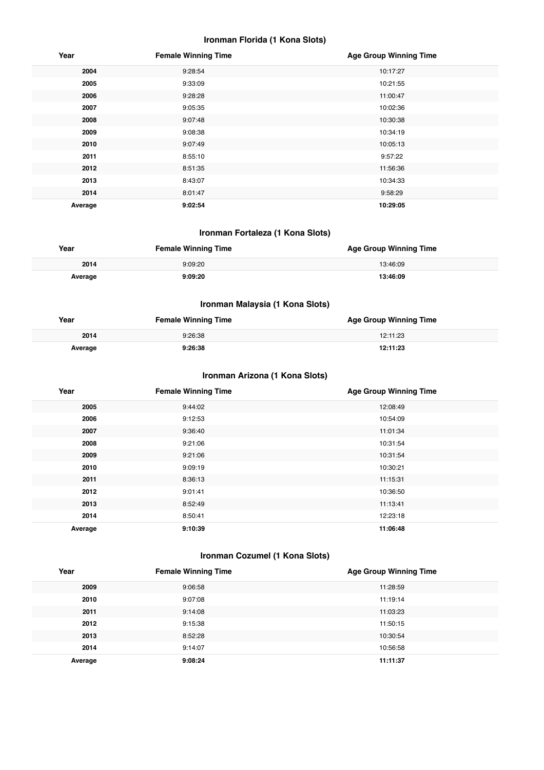### Ironman Florida (1 Kona Slots)

| Year | Female Winning Time | Age Group Winning Time |
|---|---|---|
| 2004 | 9:28:54 | 10:17:27 |
| 2005 | 9:33:09 | 10:21:55 |
| 2006 | 9:28:28 | 11:00:47 |
| 2007 | 9:05:35 | 10:02:36 |
| 2008 | 9:07:48 | 10:30:38 |
| 2009 | 9:08:38 | 10:34:19 |
| 2010 | 9:07:49 | 10:05:13 |
| 2011 | 8:55:10 | 9:57:22 |
| 2012 | 8:51:35 | 11:56:36 |
| 2013 | 8:43:07 | 10:34:33 |
| 2014 | 8:01:47 | 9:58:29 |
| **Average** | **9:02:54** | **10:29:05** |

### Ironman Fortaleza (1 Kona Slots)

| Year | Female Winning Time | Age Group Winning Time |
|---|---|---|
| 2014 | 9:09:20 | 13:46:09 |
| **Average** | **9:09:20** | **13:46:09** |

### Ironman Malaysia (1 Kona Slots)

| Year | Female Winning Time | Age Group Winning Time |
|---|---|---|
| 2014 | 9:26:38 | 12:11:23 |
| **Average** | **9:26:38** | **12:11:23** |

### Ironman Arizona (1 Kona Slots)

| Year | Female Winning Time | Age Group Winning Time |
|---|---|---|
| 2005 | 9:44:02 | 12:08:49 |
| 2006 | 9:12:53 | 10:54:09 |
| 2007 | 9:36:40 | 11:01:34 |
| 2008 | 9:21:06 | 10:31:54 |
| 2009 | 9:21:06 | 10:31:54 |
| 2010 | 9:09:19 | 10:30:21 |
| 2011 | 8:36:13 | 11:15:31 |
| 2012 | 9:01:41 | 10:36:50 |
| 2013 | 8:52:49 | 11:13:41 |
| 2014 | 8:50:41 | 12:23:18 |
| **Average** | **9:10:39** | **11:06:48** |

### Ironman Cozumel (1 Kona Slots)

| Year | Female Winning Time | Age Group Winning Time |
|---|---|---|
| 2009 | 9:06:58 | 11:28:59 |
| 2010 | 9:07:08 | 11:19:14 |
| 2011 | 9:14:08 | 11:03:23 |
| 2012 | 9:15:38 | 11:50:15 |
| 2013 | 8:52:28 | 10:30:54 |
| 2014 | 9:14:07 | 10:56:58 |
| **Average** | **9:08:24** | **11:11:37** |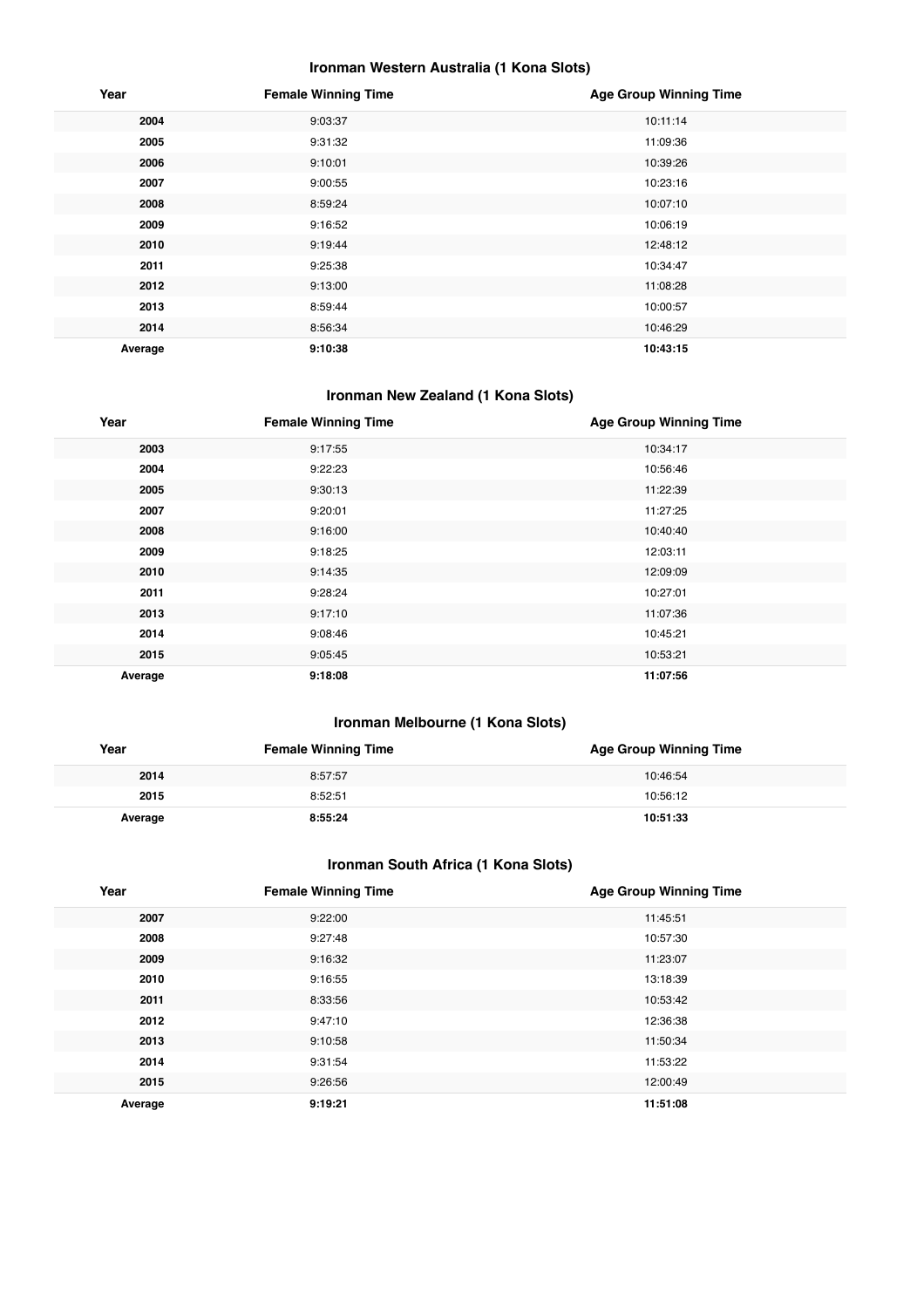### Ironman Western Australia (1 Kona Slots)

| Year | Female Winning Time | Age Group Winning Time |
|---|---|---|
| 2004 | 9:03:37 | 10:11:14 |
| 2005 | 9:31:32 | 11:09:36 |
| 2006 | 9:10:01 | 10:39:26 |
| 2007 | 9:00:55 | 10:23:16 |
| 2008 | 8:59:24 | 10:07:10 |
| 2009 | 9:16:52 | 10:06:19 |
| 2010 | 9:19:44 | 12:48:12 |
| 2011 | 9:25:38 | 10:34:47 |
| 2012 | 9:13:00 | 11:08:28 |
| 2013 | 8:59:44 | 10:00:57 |
| 2014 | 8:56:34 | 10:46:29 |
| **Average** | **9:10:38** | **10:43:15** |

### Ironman New Zealand (1 Kona Slots)

| Year | Female Winning Time | Age Group Winning Time |
|---|---|---|
| 2003 | 9:17:55 | 10:34:17 |
| 2004 | 9:22:23 | 10:56:46 |
| 2005 | 9:30:13 | 11:22:39 |
| 2007 | 9:20:01 | 11:27:25 |
| 2008 | 9:16:00 | 10:40:40 |
| 2009 | 9:18:25 | 12:03:11 |
| 2010 | 9:14:35 | 12:09:09 |
| 2011 | 9:28:24 | 10:27:01 |
| 2013 | 9:17:10 | 11:07:36 |
| 2014 | 9:08:46 | 10:45:21 |
| 2015 | 9:05:45 | 10:53:21 |
| **Average** | **9:18:08** | **11:07:56** |

### Ironman Melbourne (1 Kona Slots)

| Year | Female Winning Time | Age Group Winning Time |
|---|---|---|
| 2014 | 8:57:57 | 10:46:54 |
| 2015 | 8:52:51 | 10:56:12 |
| **Average** | **8:55:24** | **10:51:33** |

### Ironman South Africa (1 Kona Slots)

| Year | Female Winning Time | Age Group Winning Time |
|---|---|---|
| 2007 | 9:22:00 | 11:45:51 |
| 2008 | 9:27:48 | 10:57:30 |
| 2009 | 9:16:32 | 11:23:07 |
| 2010 | 9:16:55 | 13:18:39 |
| 2011 | 8:33:56 | 10:53:42 |
| 2012 | 9:47:10 | 12:36:38 |
| 2013 | 9:10:58 | 11:50:34 |
| 2014 | 9:31:54 | 11:53:22 |
| 2015 | 9:26:56 | 12:00:49 |
| **Average** | **9:19:21** | **11:51:08** |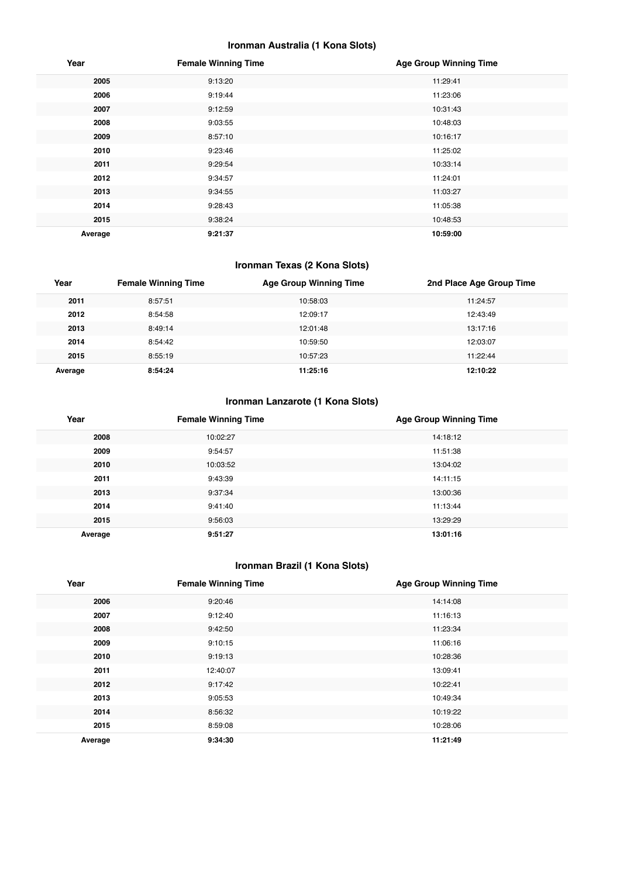### Ironman Australia (1 Kona Slots)

| Year | Female Winning Time | Age Group Winning Time |
|---|---|---|
| 2005 | 9:13:20 | 11:29:41 |
| 2006 | 9:19:44 | 11:23:06 |
| 2007 | 9:12:59 | 10:31:43 |
| 2008 | 9:03:55 | 10:48:03 |
| 2009 | 8:57:10 | 10:16:17 |
| 2010 | 9:23:46 | 11:25:02 |
| 2011 | 9:29:54 | 10:33:14 |
| 2012 | 9:34:57 | 11:24:01 |
| 2013 | 9:34:55 | 11:03:27 |
| 2014 | 9:28:43 | 11:05:38 |
| 2015 | 9:38:24 | 10:48:53 |
| **Average** | **9:21:37** | **10:59:00** |

### Ironman Texas (2 Kona Slots)

| Year | Female Winning Time | Age Group Winning Time | 2nd Place Age Group Time |
|---|---|---|---|
| 2011 | 8:57:51 | 10:58:03 | 11:24:57 |
| 2012 | 8:54:58 | 12:09:17 | 12:43:49 |
| 2013 | 8:49:14 | 12:01:48 | 13:17:16 |
| 2014 | 8:54:42 | 10:59:50 | 12:03:07 |
| 2015 | 8:55:19 | 10:57:23 | 11:22:44 |
| **Average** | **8:54:24** | **11:25:16** | **12:10:22** |

### Ironman Lanzarote (1 Kona Slots)

| Year | Female Winning Time | Age Group Winning Time |
|---|---|---|
| 2008 | 10:02:27 | 14:18:12 |
| 2009 | 9:54:57 | 11:51:38 |
| 2010 | 10:03:52 | 13:04:02 |
| 2011 | 9:43:39 | 14:11:15 |
| 2013 | 9:37:34 | 13:00:36 |
| 2014 | 9:41:40 | 11:13:44 |
| 2015 | 9:56:03 | 13:29:29 |
| **Average** | **9:51:27** | **13:01:16** |

### Ironman Brazil (1 Kona Slots)

| Year | Female Winning Time | Age Group Winning Time |
|---|---|---|
| 2006 | 9:20:46 | 14:14:08 |
| 2007 | 9:12:40 | 11:16:13 |
| 2008 | 9:42:50 | 11:23:34 |
| 2009 | 9:10:15 | 11:06:16 |
| 2010 | 9:19:13 | 10:28:36 |
| 2011 | 12:40:07 | 13:09:41 |
| 2012 | 9:17:42 | 10:22:41 |
| 2013 | 9:05:53 | 10:49:34 |
| 2014 | 8:56:32 | 10:19:22 |
| 2015 | 8:59:08 | 10:28:06 |
| **Average** | **9:34:30** | **11:21:49** |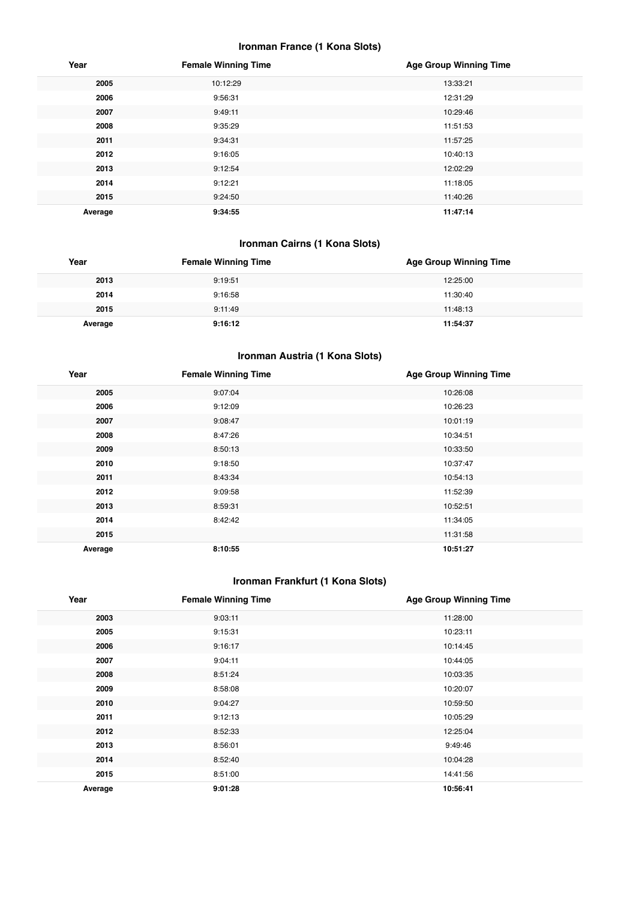### Ironman France (1 Kona Slots)

| Year | Female Winning Time | Age Group Winning Time |
|---|---|---|
| 2005 | 10:12:29 | 13:33:21 |
| 2006 | 9:56:31 | 12:31:29 |
| 2007 | 9:49:11 | 10:29:46 |
| 2008 | 9:35:29 | 11:51:53 |
| 2011 | 9:34:31 | 11:57:25 |
| 2012 | 9:16:05 | 10:40:13 |
| 2013 | 9:12:54 | 12:02:29 |
| 2014 | 9:12:21 | 11:18:05 |
| 2015 | 9:24:50 | 11:40:26 |
| **Average** | **9:34:55** | **11:47:14** |

### Ironman Cairns (1 Kona Slots)

| Year | Female Winning Time | Age Group Winning Time |
|---|---|---|
| 2013 | 9:19:51 | 12:25:00 |
| 2014 | 9:16:58 | 11:30:40 |
| 2015 | 9:11:49 | 11:48:13 |
| **Average** | **9:16:12** | **11:54:37** |

### Ironman Austria (1 Kona Slots)

| Year | Female Winning Time | Age Group Winning Time |
|---|---|---|
| 2005 | 9:07:04 | 10:26:08 |
| 2006 | 9:12:09 | 10:26:23 |
| 2007 | 9:08:47 | 10:01:19 |
| 2008 | 8:47:26 | 10:34:51 |
| 2009 | 8:50:13 | 10:33:50 |
| 2010 | 9:18:50 | 10:37:47 |
| 2011 | 8:43:34 | 10:54:13 |
| 2012 | 9:09:58 | 11:52:39 |
| 2013 | 8:59:31 | 10:52:51 |
| 2014 | 8:42:42 | 11:34:05 |
| 2015 | | 11:31:58 |
| **Average** | **8:10:55** | **10:51:27** |

### Ironman Frankfurt (1 Kona Slots)

| Year | Female Winning Time | Age Group Winning Time |
|---|---|---|
| 2003 | 9:03:11 | 11:28:00 |
| 2005 | 9:15:31 | 10:23:11 |
| 2006 | 9:16:17 | 10:14:45 |
| 2007 | 9:04:11 | 10:44:05 |
| 2008 | 8:51:24 | 10:03:35 |
| 2009 | 8:58:08 | 10:20:07 |
| 2010 | 9:04:27 | 10:59:50 |
| 2011 | 9:12:13 | 10:05:29 |
| 2012 | 8:52:33 | 12:25:04 |
| 2013 | 8:56:01 | 9:49:46 |
| 2014 | 8:52:40 | 10:04:28 |
| 2015 | 8:51:00 | 14:41:56 |
| **Average** | **9:01:28** | **10:56:41** |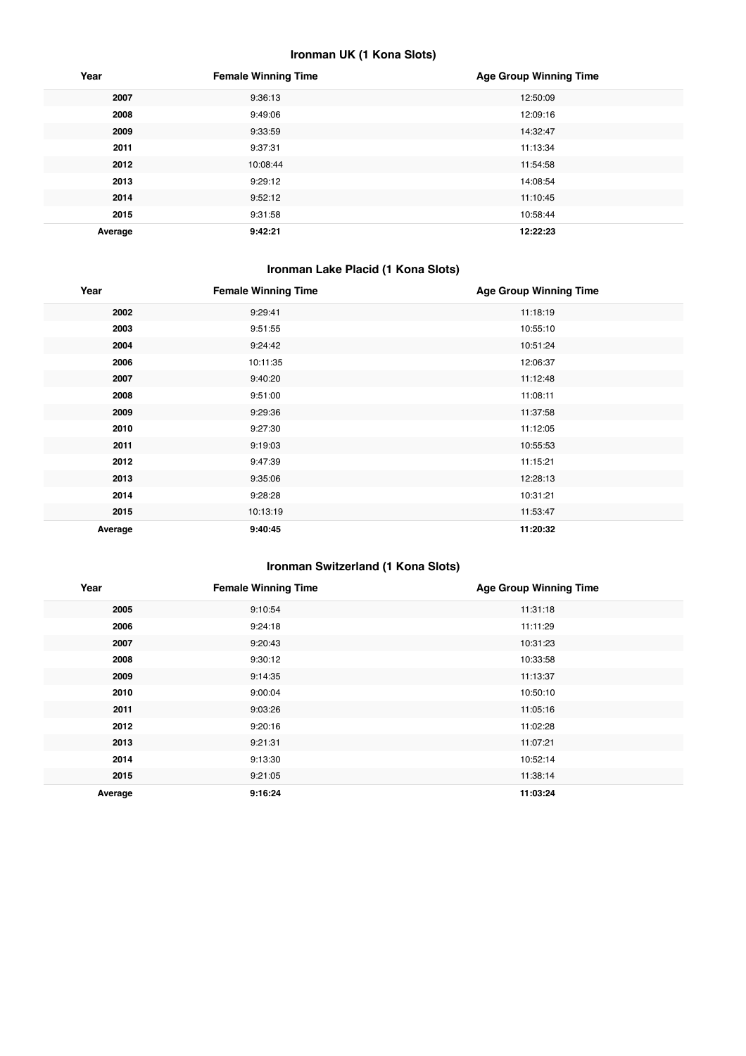### Ironman UK (1 Kona Slots)

| Year | Female Winning Time | Age Group Winning Time |
|---|---|---|
| 2007 | 9:36:13 | 12:50:09 |
| 2008 | 9:49:06 | 12:09:16 |
| 2009 | 9:33:59 | 14:32:47 |
| 2011 | 9:37:31 | 11:13:34 |
| 2012 | 10:08:44 | 11:54:58 |
| 2013 | 9:29:12 | 14:08:54 |
| 2014 | 9:52:12 | 11:10:45 |
| 2015 | 9:31:58 | 10:58:44 |
| **Average** | **9:42:21** | **12:22:23** |

### Ironman Lake Placid (1 Kona Slots)

| Year | Female Winning Time | Age Group Winning Time |
|---|---|---|
| 2002 | 9:29:41 | 11:18:19 |
| 2003 | 9:51:55 | 10:55:10 |
| 2004 | 9:24:42 | 10:51:24 |
| 2006 | 10:11:35 | 12:06:37 |
| 2007 | 9:40:20 | 11:12:48 |
| 2008 | 9:51:00 | 11:08:11 |
| 2009 | 9:29:36 | 11:37:58 |
| 2010 | 9:27:30 | 11:12:05 |
| 2011 | 9:19:03 | 10:55:53 |
| 2012 | 9:47:39 | 11:15:21 |
| 2013 | 9:35:06 | 12:28:13 |
| 2014 | 9:28:28 | 10:31:21 |
| 2015 | 10:13:19 | 11:53:47 |
| **Average** | **9:40:45** | **11:20:32** |

### Ironman Switzerland (1 Kona Slots)

| Year | Female Winning Time | Age Group Winning Time |
|---|---|---|
| 2005 | 9:10:54 | 11:31:18 |
| 2006 | 9:24:18 | 11:11:29 |
| 2007 | 9:20:43 | 10:31:23 |
| 2008 | 9:30:12 | 10:33:58 |
| 2009 | 9:14:35 | 11:13:37 |
| 2010 | 9:00:04 | 10:50:10 |
| 2011 | 9:03:26 | 11:05:16 |
| 2012 | 9:20:16 | 11:02:28 |
| 2013 | 9:21:31 | 11:07:21 |
| 2014 | 9:13:30 | 10:52:14 |
| 2015 | 9:21:05 | 11:38:14 |
| **Average** | **9:16:24** | **11:03:24** |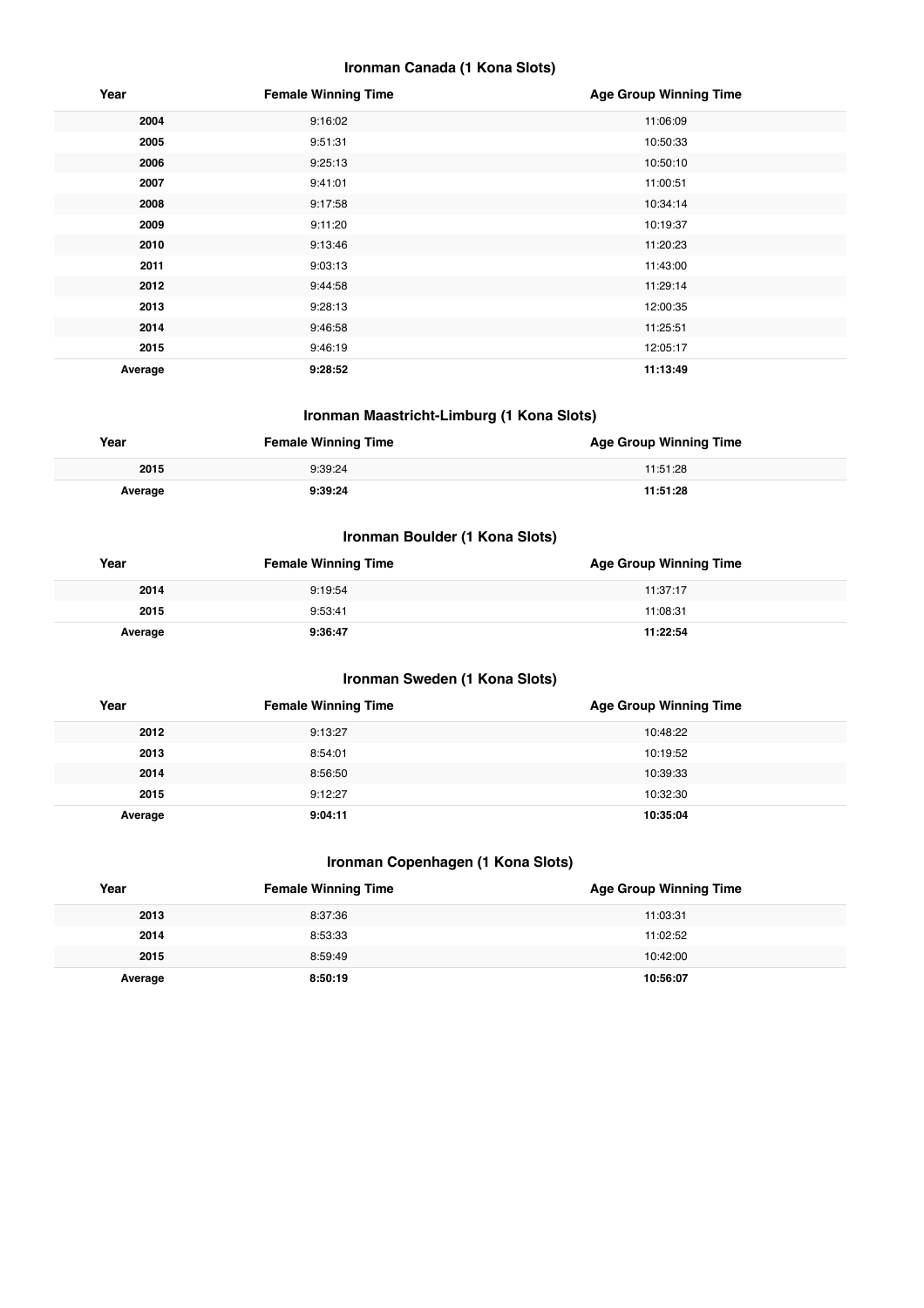### Ironman Canada (1 Kona Slots)

| Year | Female Winning Time | Age Group Winning Time |
|---|---|---|
| **2004** | 9:16:02 | 11:06:09 |
| **2005** | 9:51:31 | 10:50:33 |
| **2006** | 9:25:13 | 10:50:10 |
| **2007** | 9:41:01 | 11:00:51 |
| **2008** | 9:17:58 | 10:34:14 |
| **2009** | 9:11:20 | 10:19:37 |
| **2010** | 9:13:46 | 11:20:23 |
| **2011** | 9:03:13 | 11:43:00 |
| **2012** | 9:44:58 | 11:29:14 |
| **2013** | 9:28:13 | 12:00:35 |
| **2014** | 9:46:58 | 11:25:51 |
| **2015** | 9:46:19 | 12:05:17 |
| **Average** | **9:28:52** | **11:13:49** |

### Ironman Maastricht-Limburg (1 Kona Slots)

| Year | Female Winning Time | Age Group Winning Time |
|---|---|---|
| **2015** | 9:39:24 | 11:51:28 |
| **Average** | **9:39:24** | **11:51:28** |

### Ironman Boulder (1 Kona Slots)

| Year | Female Winning Time | Age Group Winning Time |
|---|---|---|
| **2014** | 9:19:54 | 11:37:17 |
| **2015** | 9:53:41 | 11:08:31 |
| **Average** | **9:36:47** | **11:22:54** |

### Ironman Sweden (1 Kona Slots)

| Year | Female Winning Time | Age Group Winning Time |
|---|---|---|
| **2012** | 9:13:27 | 10:48:22 |
| **2013** | 8:54:01 | 10:19:52 |
| **2014** | 8:56:50 | 10:39:33 |
| **2015** | 9:12:27 | 10:32:30 |
| **Average** | **9:04:11** | **10:35:04** |

### Ironman Copenhagen (1 Kona Slots)

| Year | Female Winning Time | Age Group Winning Time |
|---|---|---|
| **2013** | 8:37:36 | 11:03:31 |
| **2014** | 8:53:33 | 11:02:52 |
| **2015** | 8:59:49 | 10:42:00 |
| **Average** | **8:50:19** | **10:56:07** |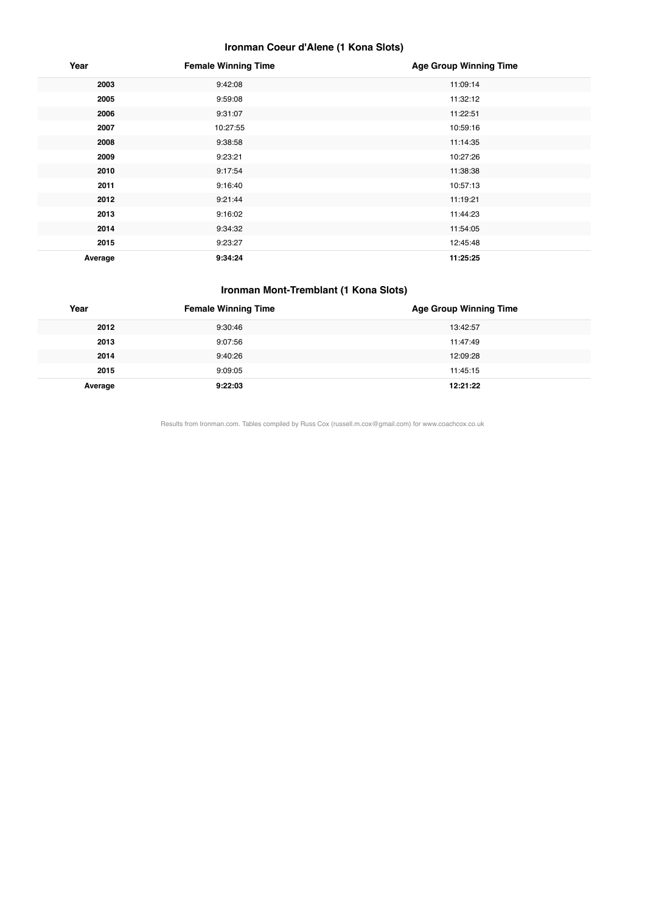### Ironman Coeur d'Alene (1 Kona Slots)

| Year | Female Winning Time | Age Group Winning Time |
|---|---|---|
| **2003** | 9:42:08 | 11:09:14 |
| **2005** | 9:59:08 | 11:32:12 |
| **2006** | 9:31:07 | 11:22:51 |
| **2007** | 10:27:55 | 10:59:16 |
| **2008** | 9:38:58 | 11:14:35 |
| **2009** | 9:23:21 | 10:27:26 |
| **2010** | 9:17:54 | 11:38:38 |
| **2011** | 9:16:40 | 10:57:13 |
| **2012** | 9:21:44 | 11:19:21 |
| **2013** | 9:16:02 | 11:44:23 |
| **2014** | 9:34:32 | 11:54:05 |
| **2015** | 9:23:27 | 12:45:48 |
| **Average** | **9:34:24** | **11:25:25** |

### Ironman Mont-Tremblant (1 Kona Slots)

| Year | Female Winning Time | Age Group Winning Time |
|---|---|---|
| **2012** | 9:30:46 | 13:42:57 |
| **2013** | 9:07:56 | 11:47:49 |
| **2014** | 9:40:26 | 12:09:28 |
| **2015** | 9:09:05 | 11:45:15 |
| **Average** | **9:22:03** | **12:21:22** |

Results from Ironman.com. Tables compiled by Russ Cox (russell.m.cox@gmail.com) for www.coachcox.co.uk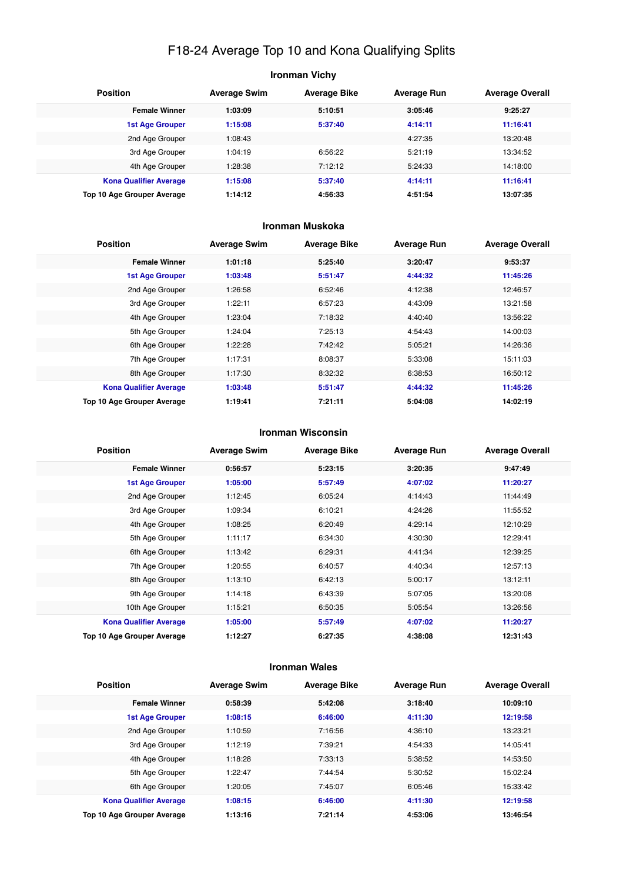# F18-24 Average Top 10 and Kona Qualifying Splits

## Ironman Vichy

| Position | Average Swim | Average Bike | Average Run | Average Overall |
|---|---|---|---|---|
| **Female Winner** | **1:03:09** | **5:10:51** | **3:05:46** | **9:25:27** |
| **1st Age Grouper** | **1:15:08** | **5:37:40** | **4:14:11** | **11:16:41** |
| 2nd Age Grouper | 1:08:43 | | 4:27:35 | 13:20:48 |
| 3rd Age Grouper | 1:04:19 | 6:56:22 | 5:21:19 | 13:34:52 |
| 4th Age Grouper | 1:28:38 | 7:12:12 | 5:24:33 | 14:18:00 |
| **Kona Qualifier Average** | **1:15:08** | **5:37:40** | **4:14:11** | **11:16:41** |
| **Top 10 Age Grouper Average** | **1:14:12** | **4:56:33** | **4:51:54** | **13:07:35** |

## Ironman Muskoka

| Position | Average Swim | Average Bike | Average Run | Average Overall |
|---|---|---|---|---|
| **Female Winner** | **1:01:18** | **5:25:40** | **3:20:47** | **9:53:37** |
| **1st Age Grouper** | **1:03:48** | **5:51:47** | **4:44:32** | **11:45:26** |
| 2nd Age Grouper | 1:26:58 | 6:52:46 | 4:12:38 | 12:46:57 |
| 3rd Age Grouper | 1:22:11 | 6:57:23 | 4:43:09 | 13:21:58 |
| 4th Age Grouper | 1:23:04 | 7:18:32 | 4:40:40 | 13:56:22 |
| 5th Age Grouper | 1:24:04 | 7:25:13 | 4:54:43 | 14:00:03 |
| 6th Age Grouper | 1:22:28 | 7:42:42 | 5:05:21 | 14:26:36 |
| 7th Age Grouper | 1:17:31 | 8:08:37 | 5:33:08 | 15:11:03 |
| 8th Age Grouper | 1:17:30 | 8:32:32 | 6:38:53 | 16:50:12 |
| **Kona Qualifier Average** | **1:03:48** | **5:51:47** | **4:44:32** | **11:45:26** |
| **Top 10 Age Grouper Average** | **1:19:41** | **7:21:11** | **5:04:08** | **14:02:19** |

## Ironman Wisconsin

| Position | Average Swim | Average Bike | Average Run | Average Overall |
|---|---|---|---|---|
| **Female Winner** | **0:56:57** | **5:23:15** | **3:20:35** | **9:47:49** |
| **1st Age Grouper** | **1:05:00** | **5:57:49** | **4:07:02** | **11:20:27** |
| 2nd Age Grouper | 1:12:45 | 6:05:24 | 4:14:43 | 11:44:49 |
| 3rd Age Grouper | 1:09:34 | 6:10:21 | 4:24:26 | 11:55:52 |
| 4th Age Grouper | 1:08:25 | 6:20:49 | 4:29:14 | 12:10:29 |
| 5th Age Grouper | 1:11:17 | 6:34:30 | 4:30:30 | 12:29:41 |
| 6th Age Grouper | 1:13:42 | 6:29:31 | 4:41:34 | 12:39:25 |
| 7th Age Grouper | 1:20:55 | 6:40:57 | 4:40:34 | 12:57:13 |
| 8th Age Grouper | 1:13:10 | 6:42:13 | 5:00:17 | 13:12:11 |
| 9th Age Grouper | 1:14:18 | 6:43:39 | 5:07:05 | 13:20:08 |
| 10th Age Grouper | 1:15:21 | 6:50:35 | 5:05:54 | 13:26:56 |
| **Kona Qualifier Average** | **1:05:00** | **5:57:49** | **4:07:02** | **11:20:27** |
| **Top 10 Age Grouper Average** | **1:12:27** | **6:27:35** | **4:38:08** | **12:31:43** |

## Ironman Wales

| Position | Average Swim | Average Bike | Average Run | Average Overall |
|---|---|---|---|---|
| **Female Winner** | **0:58:39** | **5:42:08** | **3:18:40** | **10:09:10** |
| **1st Age Grouper** | **1:08:15** | **6:46:00** | **4:11:30** | **12:19:58** |
| 2nd Age Grouper | 1:10:59 | 7:16:56 | 4:36:10 | 13:23:21 |
| 3rd Age Grouper | 1:12:19 | 7:39:21 | 4:54:33 | 14:05:41 |
| 4th Age Grouper | 1:18:28 | 7:33:13 | 5:38:52 | 14:53:50 |
| 5th Age Grouper | 1:22:47 | 7:44:54 | 5:30:52 | 15:02:24 |
| 6th Age Grouper | 1:20:05 | 7:45:07 | 6:05:46 | 15:33:42 |
| **Kona Qualifier Average** | **1:08:15** | **6:46:00** | **4:11:30** | **12:19:58** |
| **Top 10 Age Grouper Average** | **1:13:16** | **7:21:14** | **4:53:06** | **13:46:54** |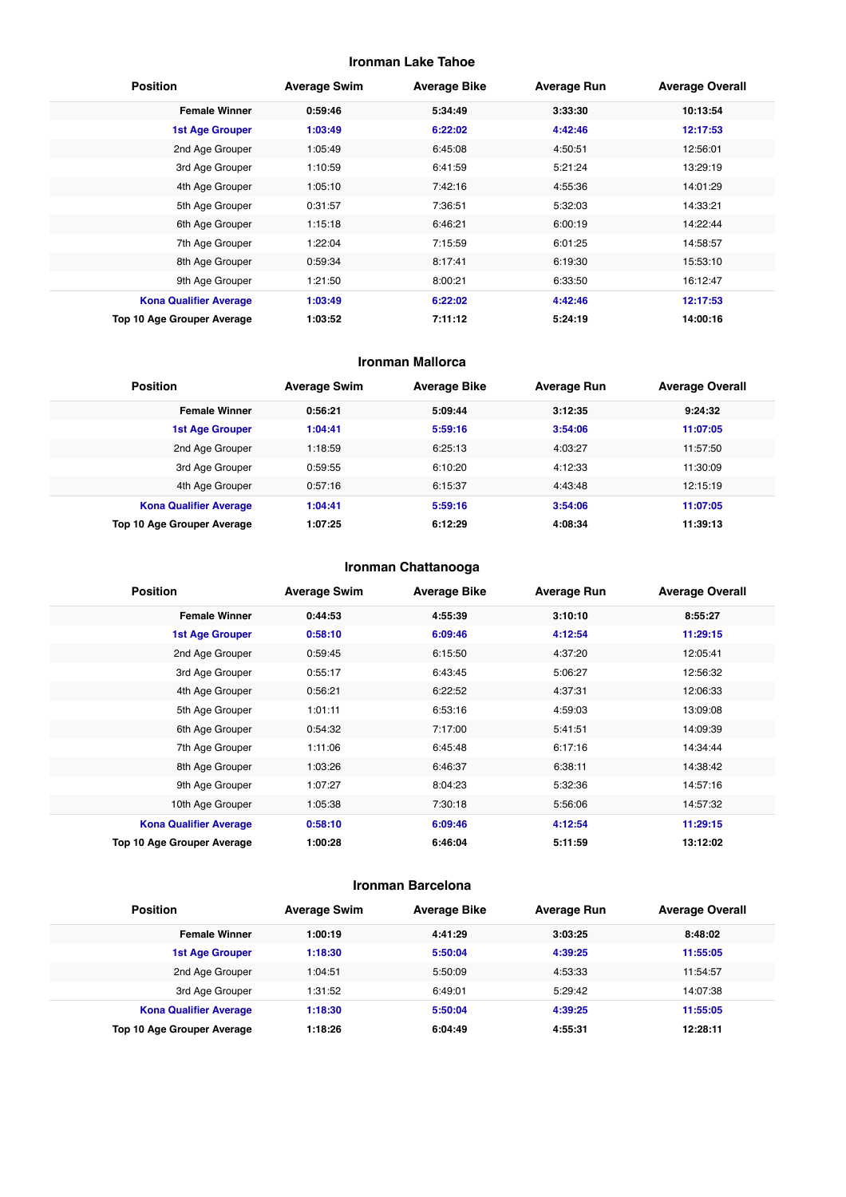## Ironman Lake Tahoe

| Position | Average Swim | Average Bike | Average Run | Average Overall |
|---|---|---|---|---|
| **Female Winner** | **0:59:46** | **5:34:49** | **3:33:30** | **10:13:54** |
| **1st Age Grouper** | **1:03:49** | **6:22:02** | **4:42:46** | **12:17:53** |
| 2nd Age Grouper | 1:05:49 | 6:45:08 | 4:50:51 | 12:56:01 |
| 3rd Age Grouper | 1:10:59 | 6:41:59 | 5:21:24 | 13:29:19 |
| 4th Age Grouper | 1:05:10 | 7:42:16 | 4:55:36 | 14:01:29 |
| 5th Age Grouper | 0:31:57 | 7:36:51 | 5:32:03 | 14:33:21 |
| 6th Age Grouper | 1:15:18 | 6:46:21 | 6:00:19 | 14:22:44 |
| 7th Age Grouper | 1:22:04 | 7:15:59 | 6:01:25 | 14:58:57 |
| 8th Age Grouper | 0:59:34 | 8:17:41 | 6:19:30 | 15:53:10 |
| 9th Age Grouper | 1:21:50 | 8:00:21 | 6:33:50 | 16:12:47 |
| **Kona Qualifier Average** | **1:03:49** | **6:22:02** | **4:42:46** | **12:17:53** |
| **Top 10 Age Grouper Average** | **1:03:52** | **7:11:12** | **5:24:19** | **14:00:16** |

## Ironman Mallorca

| Position | Average Swim | Average Bike | Average Run | Average Overall |
|---|---|---|---|---|
| **Female Winner** | **0:56:21** | **5:09:44** | **3:12:35** | **9:24:32** |
| **1st Age Grouper** | **1:04:41** | **5:59:16** | **3:54:06** | **11:07:05** |
| 2nd Age Grouper | 1:18:59 | 6:25:13 | 4:03:27 | 11:57:50 |
| 3rd Age Grouper | 0:59:55 | 6:10:20 | 4:12:33 | 11:30:09 |
| 4th Age Grouper | 0:57:16 | 6:15:37 | 4:43:48 | 12:15:19 |
| **Kona Qualifier Average** | **1:04:41** | **5:59:16** | **3:54:06** | **11:07:05** |
| **Top 10 Age Grouper Average** | **1:07:25** | **6:12:29** | **4:08:34** | **11:39:13** |

## Ironman Chattanooga

| Position | Average Swim | Average Bike | Average Run | Average Overall |
|---|---|---|---|---|
| **Female Winner** | **0:44:53** | **4:55:39** | **3:10:10** | **8:55:27** |
| **1st Age Grouper** | **0:58:10** | **6:09:46** | **4:12:54** | **11:29:15** |
| 2nd Age Grouper | 0:59:45 | 6:15:50 | 4:37:20 | 12:05:41 |
| 3rd Age Grouper | 0:55:17 | 6:43:45 | 5:06:27 | 12:56:32 |
| 4th Age Grouper | 0:56:21 | 6:22:52 | 4:37:31 | 12:06:33 |
| 5th Age Grouper | 1:01:11 | 6:53:16 | 4:59:03 | 13:09:08 |
| 6th Age Grouper | 0:54:32 | 7:17:00 | 5:41:51 | 14:09:39 |
| 7th Age Grouper | 1:11:06 | 6:45:48 | 6:17:16 | 14:34:44 |
| 8th Age Grouper | 1:03:26 | 6:46:37 | 6:38:11 | 14:38:42 |
| 9th Age Grouper | 1:07:27 | 8:04:23 | 5:32:36 | 14:57:16 |
| 10th Age Grouper | 1:05:38 | 7:30:18 | 5:56:06 | 14:57:32 |
| **Kona Qualifier Average** | **0:58:10** | **6:09:46** | **4:12:54** | **11:29:15** |
| **Top 10 Age Grouper Average** | **1:00:28** | **6:46:04** | **5:11:59** | **13:12:02** |

## Ironman Barcelona

| Position | Average Swim | Average Bike | Average Run | Average Overall |
|---|---|---|---|---|
| **Female Winner** | **1:00:19** | **4:41:29** | **3:03:25** | **8:48:02** |
| **1st Age Grouper** | **1:18:30** | **5:50:04** | **4:39:25** | **11:55:05** |
| 2nd Age Grouper | 1:04:51 | 5:50:09 | 4:53:33 | 11:54:57 |
| 3rd Age Grouper | 1:31:52 | 6:49:01 | 5:29:42 | 14:07:38 |
| **Kona Qualifier Average** | **1:18:30** | **5:50:04** | **4:39:25** | **11:55:05** |
| **Top 10 Age Grouper Average** | **1:18:26** | **6:04:49** | **4:55:31** | **12:28:11** |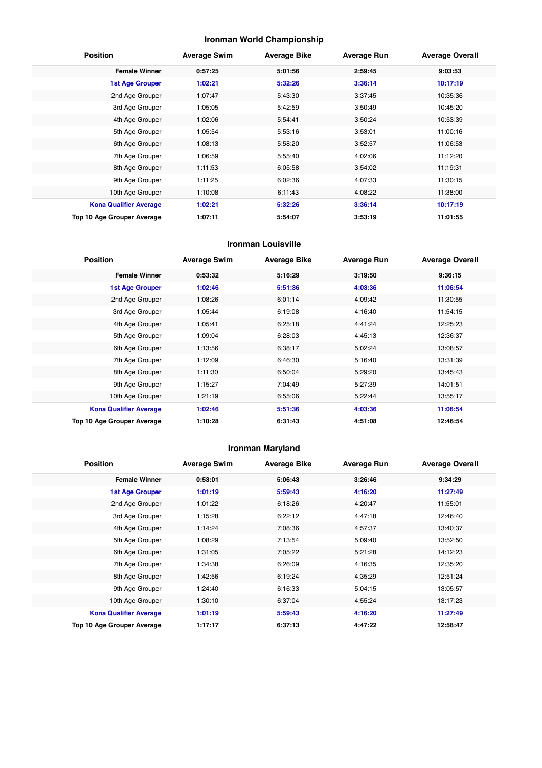## Ironman World Championship

| Position | Average Swim | Average Bike | Average Run | Average Overall |
|---|---|---|---|---|
| **Female Winner** | **0:57:25** | **5:01:56** | **2:59:45** | **9:03:53** |
| **1st Age Grouper** | **1:02:21** | **5:32:26** | **3:36:14** | **10:17:19** |
| 2nd Age Grouper | 1:07:47 | 5:43:30 | 3:37:45 | 10:35:36 |
| 3rd Age Grouper | 1:05:05 | 5:42:59 | 3:50:49 | 10:45:20 |
| 4th Age Grouper | 1:02:06 | 5:54:41 | 3:50:24 | 10:53:39 |
| 5th Age Grouper | 1:05:54 | 5:53:16 | 3:53:01 | 11:00:16 |
| 6th Age Grouper | 1:08:13 | 5:58:20 | 3:52:57 | 11:06:53 |
| 7th Age Grouper | 1:06:59 | 5:55:40 | 4:02:06 | 11:12:20 |
| 8th Age Grouper | 1:11:53 | 6:05:58 | 3:54:02 | 11:19:31 |
| 9th Age Grouper | 1:11:25 | 6:02:36 | 4:07:33 | 11:30:15 |
| 10th Age Grouper | 1:10:08 | 6:11:43 | 4:08:22 | 11:38:00 |
| **Kona Qualifier Average** | **1:02:21** | **5:32:26** | **3:36:14** | **10:17:19** |
| **Top 10 Age Grouper Average** | **1:07:11** | **5:54:07** | **3:53:19** | **11:01:55** |

## Ironman Louisville

| Position | Average Swim | Average Bike | Average Run | Average Overall |
|---|---|---|---|---|
| **Female Winner** | **0:53:32** | **5:16:29** | **3:19:50** | **9:36:15** |
| **1st Age Grouper** | **1:02:46** | **5:51:36** | **4:03:36** | **11:06:54** |
| 2nd Age Grouper | 1:08:26 | 6:01:14 | 4:09:42 | 11:30:55 |
| 3rd Age Grouper | 1:05:44 | 6:19:08 | 4:16:40 | 11:54:15 |
| 4th Age Grouper | 1:05:41 | 6:25:18 | 4:41:24 | 12:25:23 |
| 5th Age Grouper | 1:09:04 | 6:28:03 | 4:45:13 | 12:36:37 |
| 6th Age Grouper | 1:13:56 | 6:38:17 | 5:02:24 | 13:08:57 |
| 7th Age Grouper | 1:12:09 | 6:46:30 | 5:16:40 | 13:31:39 |
| 8th Age Grouper | 1:11:30 | 6:50:04 | 5:29:20 | 13:45:43 |
| 9th Age Grouper | 1:15:27 | 7:04:49 | 5:27:39 | 14:01:51 |
| 10th Age Grouper | 1:21:19 | 6:55:06 | 5:22:44 | 13:55:17 |
| **Kona Qualifier Average** | **1:02:46** | **5:51:36** | **4:03:36** | **11:06:54** |
| **Top 10 Age Grouper Average** | **1:10:28** | **6:31:43** | **4:51:08** | **12:46:54** |

## Ironman Maryland

| Position | Average Swim | Average Bike | Average Run | Average Overall |
|---|---|---|---|---|
| **Female Winner** | **0:53:01** | **5:06:43** | **3:26:46** | **9:34:29** |
| **1st Age Grouper** | **1:01:19** | **5:59:43** | **4:16:20** | **11:27:49** |
| 2nd Age Grouper | 1:01:22 | 6:18:26 | 4:20:47 | 11:55:01 |
| 3rd Age Grouper | 1:15:28 | 6:22:12 | 4:47:18 | 12:46:40 |
| 4th Age Grouper | 1:14:24 | 7:08:36 | 4:57:37 | 13:40:37 |
| 5th Age Grouper | 1:08:29 | 7:13:54 | 5:09:40 | 13:52:50 |
| 6th Age Grouper | 1:31:05 | 7:05:22 | 5:21:28 | 14:12:23 |
| 7th Age Grouper | 1:34:38 | 6:26:09 | 4:16:35 | 12:35:20 |
| 8th Age Grouper | 1:42:56 | 6:19:24 | 4:35:29 | 12:51:24 |
| 9th Age Grouper | 1:24:40 | 6:16:33 | 5:04:15 | 13:05:57 |
| 10th Age Grouper | 1:30:10 | 6:37:04 | 4:55:24 | 13:17:23 |
| **Kona Qualifier Average** | **1:01:19** | **5:59:43** | **4:16:20** | **11:27:49** |
| **Top 10 Age Grouper Average** | **1:17:17** | **6:37:13** | **4:47:22** | **12:58:47** |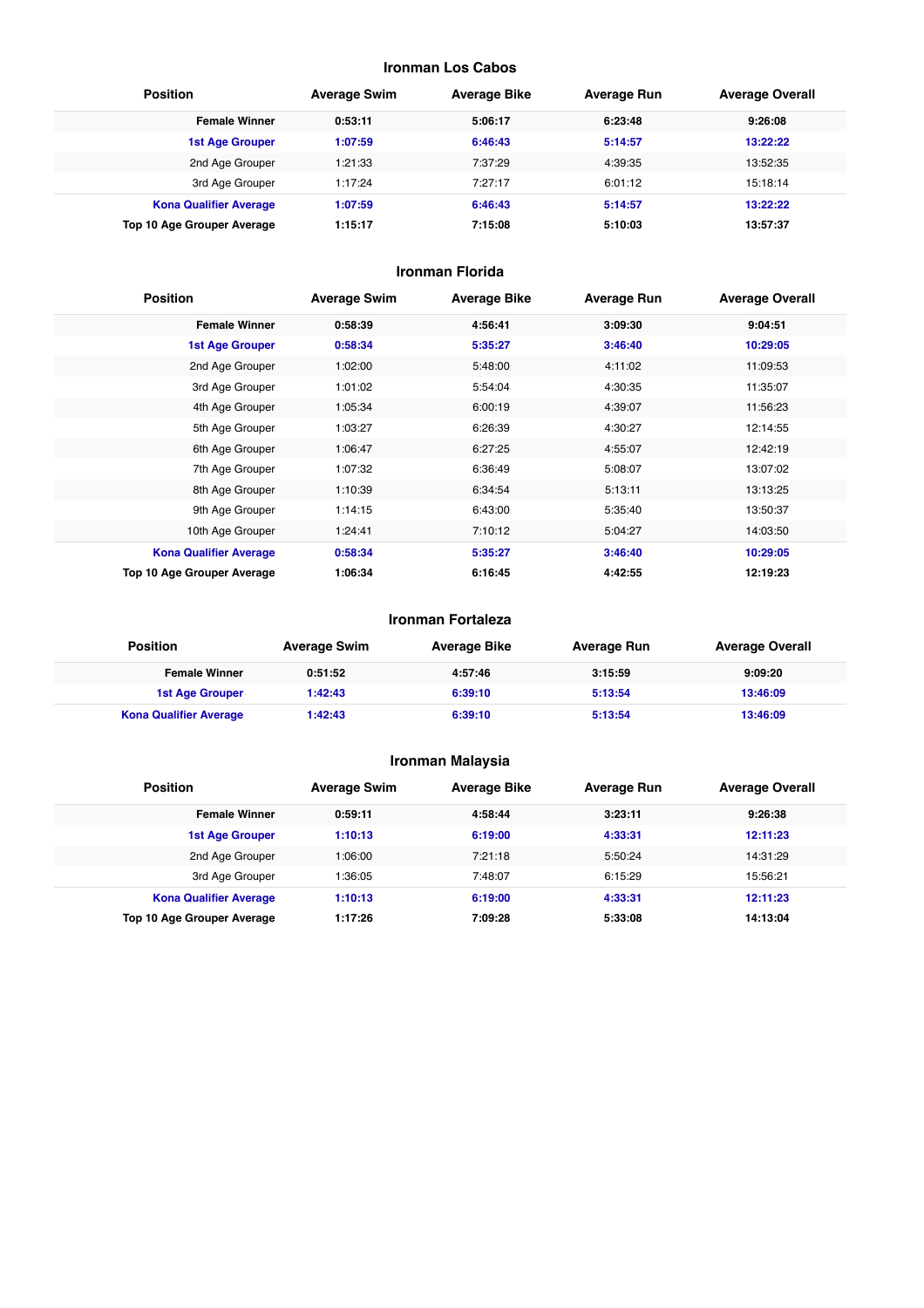### Ironman Los Cabos

| Position | Average Swim | Average Bike | Average Run | Average Overall |
|---|---|---|---|---|
| **Female Winner** | **0:53:11** | **5:06:17** | **6:23:48** | **9:26:08** |
| **1st Age Grouper** | **1:07:59** | **6:46:43** | **5:14:57** | **13:22:22** |
| 2nd Age Grouper | 1:21:33 | 7:37:29 | 4:39:35 | 13:52:35 |
| 3rd Age Grouper | 1:17:24 | 7:27:17 | 6:01:12 | 15:18:14 |
| **Kona Qualifier Average** | **1:07:59** | **6:46:43** | **5:14:57** | **13:22:22** |
| **Top 10 Age Grouper Average** | **1:15:17** | **7:15:08** | **5:10:03** | **13:57:37** |

### Ironman Florida

| Position | Average Swim | Average Bike | Average Run | Average Overall |
|---|---|---|---|---|
| **Female Winner** | **0:58:39** | **4:56:41** | **3:09:30** | **9:04:51** |
| **1st Age Grouper** | **0:58:34** | **5:35:27** | **3:46:40** | **10:29:05** |
| 2nd Age Grouper | 1:02:00 | 5:48:00 | 4:11:02 | 11:09:53 |
| 3rd Age Grouper | 1:01:02 | 5:54:04 | 4:30:35 | 11:35:07 |
| 4th Age Grouper | 1:05:34 | 6:00:19 | 4:39:07 | 11:56:23 |
| 5th Age Grouper | 1:03:27 | 6:26:39 | 4:30:27 | 12:14:55 |
| 6th Age Grouper | 1:06:47 | 6:27:25 | 4:55:07 | 12:42:19 |
| 7th Age Grouper | 1:07:32 | 6:36:49 | 5:08:07 | 13:07:02 |
| 8th Age Grouper | 1:10:39 | 6:34:54 | 5:13:11 | 13:13:25 |
| 9th Age Grouper | 1:14:15 | 6:43:00 | 5:35:40 | 13:50:37 |
| 10th Age Grouper | 1:24:41 | 7:10:12 | 5:04:27 | 14:03:50 |
| **Kona Qualifier Average** | **0:58:34** | **5:35:27** | **3:46:40** | **10:29:05** |
| **Top 10 Age Grouper Average** | **1:06:34** | **6:16:45** | **4:42:55** | **12:19:23** |

### Ironman Fortaleza

| Position | Average Swim | Average Bike | Average Run | Average Overall |
|---|---|---|---|---|
| **Female Winner** | **0:51:52** | **4:57:46** | **3:15:59** | **9:09:20** |
| **1st Age Grouper** | **1:42:43** | **6:39:10** | **5:13:54** | **13:46:09** |
| **Kona Qualifier Average** | **1:42:43** | **6:39:10** | **5:13:54** | **13:46:09** |

### Ironman Malaysia

| Position | Average Swim | Average Bike | Average Run | Average Overall |
|---|---|---|---|---|
| **Female Winner** | **0:59:11** | **4:58:44** | **3:23:11** | **9:26:38** |
| **1st Age Grouper** | **1:10:13** | **6:19:00** | **4:33:31** | **12:11:23** |
| 2nd Age Grouper | 1:06:00 | 7:21:18 | 5:50:24 | 14:31:29 |
| 3rd Age Grouper | 1:36:05 | 7:48:07 | 6:15:29 | 15:56:21 |
| **Kona Qualifier Average** | **1:10:13** | **6:19:00** | **4:33:31** | **12:11:23** |
| **Top 10 Age Grouper Average** | **1:17:26** | **7:09:28** | **5:33:08** | **14:13:04** |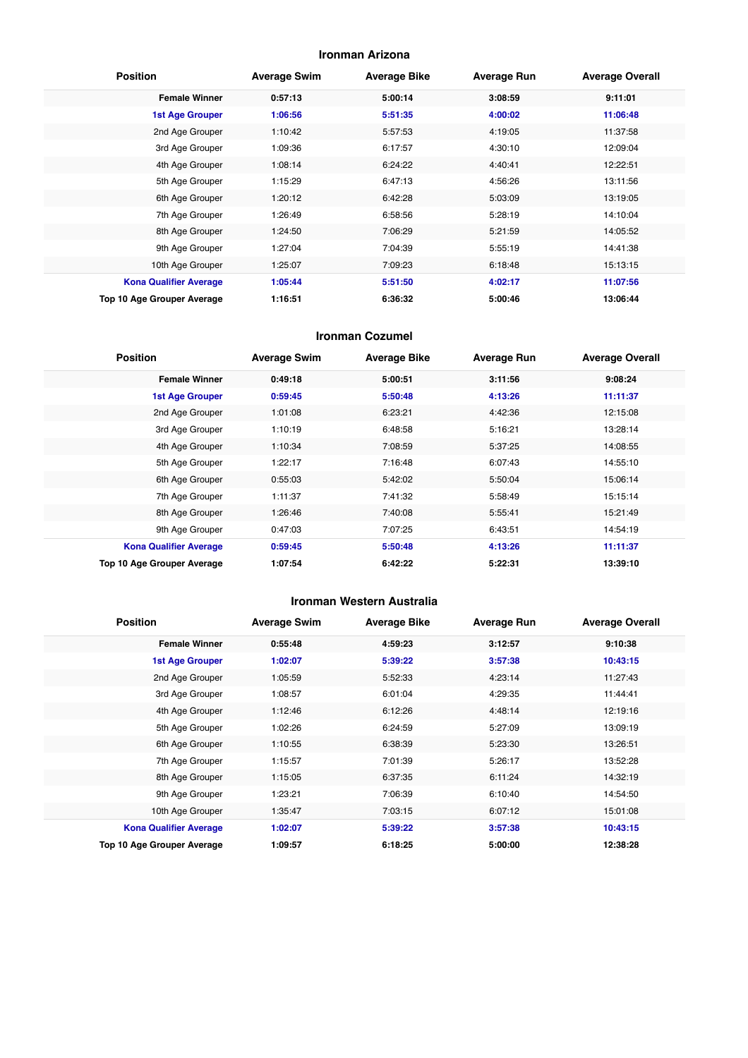### Ironman Arizona

| Position | Average Swim | Average Bike | Average Run | Average Overall |
|---|---|---|---|---|
| **Female Winner** | **0:57:13** | **5:00:14** | **3:08:59** | **9:11:01** |
| **1st Age Grouper** | **1:06:56** | **5:51:35** | **4:00:02** | **11:06:48** |
| 2nd Age Grouper | 1:10:42 | 5:57:53 | 4:19:05 | 11:37:58 |
| 3rd Age Grouper | 1:09:36 | 6:17:57 | 4:30:10 | 12:09:04 |
| 4th Age Grouper | 1:08:14 | 6:24:22 | 4:40:41 | 12:22:51 |
| 5th Age Grouper | 1:15:29 | 6:47:13 | 4:56:26 | 13:11:56 |
| 6th Age Grouper | 1:20:12 | 6:42:28 | 5:03:09 | 13:19:05 |
| 7th Age Grouper | 1:26:49 | 6:58:56 | 5:28:19 | 14:10:04 |
| 8th Age Grouper | 1:24:50 | 7:06:29 | 5:21:59 | 14:05:52 |
| 9th Age Grouper | 1:27:04 | 7:04:39 | 5:55:19 | 14:41:38 |
| 10th Age Grouper | 1:25:07 | 7:09:23 | 6:18:48 | 15:13:15 |
| **Kona Qualifier Average** | **1:05:44** | **5:51:50** | **4:02:17** | **11:07:56** |
| **Top 10 Age Grouper Average** | **1:16:51** | **6:36:32** | **5:00:46** | **13:06:44** |

### Ironman Cozumel

| Position | Average Swim | Average Bike | Average Run | Average Overall |
|---|---|---|---|---|
| **Female Winner** | **0:49:18** | **5:00:51** | **3:11:56** | **9:08:24** |
| **1st Age Grouper** | **0:59:45** | **5:50:48** | **4:13:26** | **11:11:37** |
| 2nd Age Grouper | 1:01:08 | 6:23:21 | 4:42:36 | 12:15:08 |
| 3rd Age Grouper | 1:10:19 | 6:48:58 | 5:16:21 | 13:28:14 |
| 4th Age Grouper | 1:10:34 | 7:08:59 | 5:37:25 | 14:08:55 |
| 5th Age Grouper | 1:22:17 | 7:16:48 | 6:07:43 | 14:55:10 |
| 6th Age Grouper | 0:55:03 | 5:42:02 | 5:50:04 | 15:06:14 |
| 7th Age Grouper | 1:11:37 | 7:41:32 | 5:58:49 | 15:15:14 |
| 8th Age Grouper | 1:26:46 | 7:40:08 | 5:55:41 | 15:21:49 |
| 9th Age Grouper | 0:47:03 | 7:07:25 | 6:43:51 | 14:54:19 |
| **Kona Qualifier Average** | **0:59:45** | **5:50:48** | **4:13:26** | **11:11:37** |
| **Top 10 Age Grouper Average** | **1:07:54** | **6:42:22** | **5:22:31** | **13:39:10** |

### Ironman Western Australia

| Position | Average Swim | Average Bike | Average Run | Average Overall |
|---|---|---|---|---|
| **Female Winner** | **0:55:48** | **4:59:23** | **3:12:57** | **9:10:38** |
| **1st Age Grouper** | **1:02:07** | **5:39:22** | **3:57:38** | **10:43:15** |
| 2nd Age Grouper | 1:05:59 | 5:52:33 | 4:23:14 | 11:27:43 |
| 3rd Age Grouper | 1:08:57 | 6:01:04 | 4:29:35 | 11:44:41 |
| 4th Age Grouper | 1:12:46 | 6:12:26 | 4:48:14 | 12:19:16 |
| 5th Age Grouper | 1:02:26 | 6:24:59 | 5:27:09 | 13:09:19 |
| 6th Age Grouper | 1:10:55 | 6:38:39 | 5:23:30 | 13:26:51 |
| 7th Age Grouper | 1:15:57 | 7:01:39 | 5:26:17 | 13:52:28 |
| 8th Age Grouper | 1:15:05 | 6:37:35 | 6:11:24 | 14:32:19 |
| 9th Age Grouper | 1:23:21 | 7:06:39 | 6:10:40 | 14:54:50 |
| 10th Age Grouper | 1:35:47 | 7:03:15 | 6:07:12 | 15:01:08 |
| **Kona Qualifier Average** | **1:02:07** | **5:39:22** | **3:57:38** | **10:43:15** |
| **Top 10 Age Grouper Average** | **1:09:57** | **6:18:25** | **5:00:00** | **12:38:28** |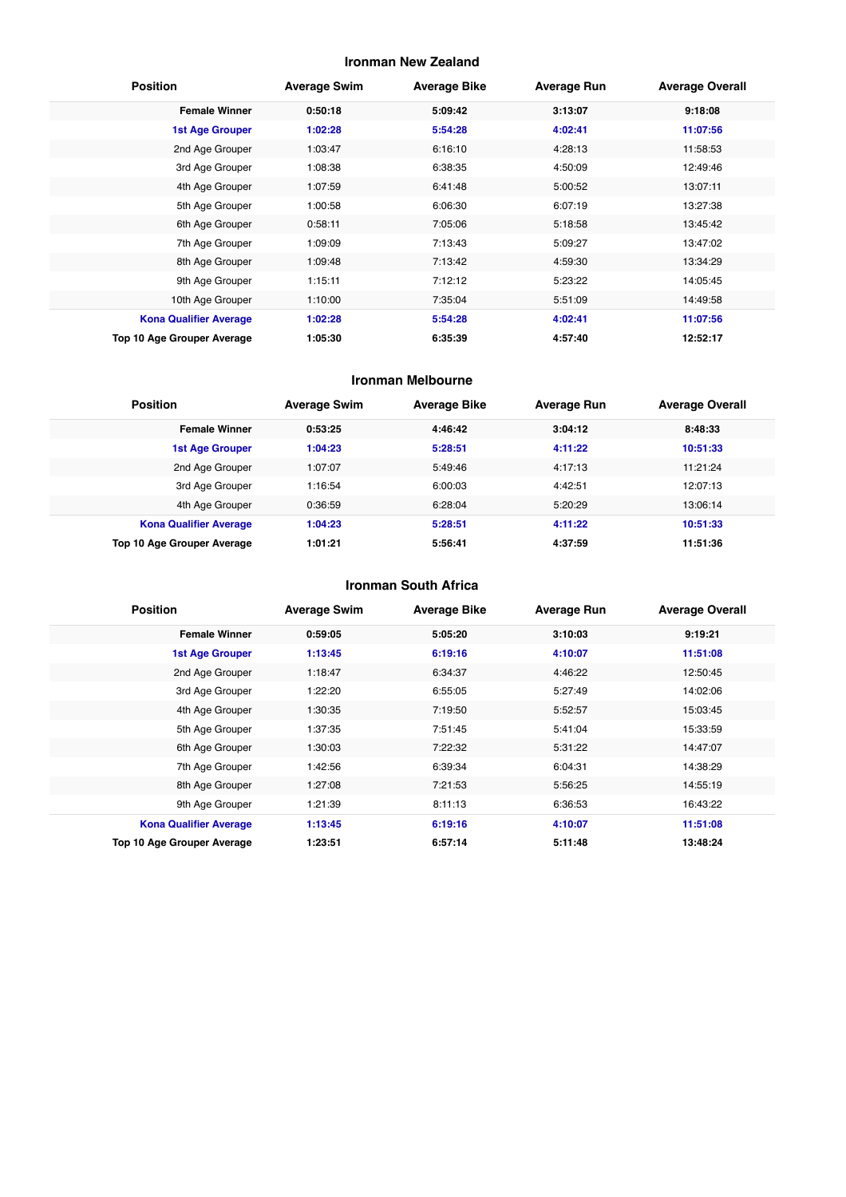## Ironman New Zealand

| Position | Average Swim | Average Bike | Average Run | Average Overall |
|---|---|---|---|---|
| **Female Winner** | **0:50:18** | **5:09:42** | **3:13:07** | **9:18:08** |
| **1st Age Grouper** | **1:02:28** | **5:54:28** | **4:02:41** | **11:07:56** |
| 2nd Age Grouper | 1:03:47 | 6:16:10 | 4:28:13 | 11:58:53 |
| 3rd Age Grouper | 1:08:38 | 6:38:35 | 4:50:09 | 12:49:46 |
| 4th Age Grouper | 1:07:59 | 6:41:48 | 5:00:52 | 13:07:11 |
| 5th Age Grouper | 1:00:58 | 6:06:30 | 6:07:19 | 13:27:38 |
| 6th Age Grouper | 0:58:11 | 7:05:06 | 5:18:58 | 13:45:42 |
| 7th Age Grouper | 1:09:09 | 7:13:43 | 5:09:27 | 13:47:02 |
| 8th Age Grouper | 1:09:48 | 7:13:42 | 4:59:30 | 13:34:29 |
| 9th Age Grouper | 1:15:11 | 7:12:12 | 5:23:22 | 14:05:45 |
| 10th Age Grouper | 1:10:00 | 7:35:04 | 5:51:09 | 14:49:58 |
| **Kona Qualifier Average** | **1:02:28** | **5:54:28** | **4:02:41** | **11:07:56** |
| **Top 10 Age Grouper Average** | **1:05:30** | **6:35:39** | **4:57:40** | **12:52:17** |

## Ironman Melbourne

| Position | Average Swim | Average Bike | Average Run | Average Overall |
|---|---|---|---|---|
| **Female Winner** | **0:53:25** | **4:46:42** | **3:04:12** | **8:48:33** |
| **1st Age Grouper** | **1:04:23** | **5:28:51** | **4:11:22** | **10:51:33** |
| 2nd Age Grouper | 1:07:07 | 5:49:46 | 4:17:13 | 11:21:24 |
| 3rd Age Grouper | 1:16:54 | 6:00:03 | 4:42:51 | 12:07:13 |
| 4th Age Grouper | 0:36:59 | 6:28:04 | 5:20:29 | 13:06:14 |
| **Kona Qualifier Average** | **1:04:23** | **5:28:51** | **4:11:22** | **10:51:33** |
| **Top 10 Age Grouper Average** | **1:01:21** | **5:56:41** | **4:37:59** | **11:51:36** |

## Ironman South Africa

| Position | Average Swim | Average Bike | Average Run | Average Overall |
|---|---|---|---|---|
| **Female Winner** | **0:59:05** | **5:05:20** | **3:10:03** | **9:19:21** |
| **1st Age Grouper** | **1:13:45** | **6:19:16** | **4:10:07** | **11:51:08** |
| 2nd Age Grouper | 1:18:47 | 6:34:37 | 4:46:22 | 12:50:45 |
| 3rd Age Grouper | 1:22:20 | 6:55:05 | 5:27:49 | 14:02:06 |
| 4th Age Grouper | 1:30:35 | 7:19:50 | 5:52:57 | 15:03:45 |
| 5th Age Grouper | 1:37:35 | 7:51:45 | 5:41:04 | 15:33:59 |
| 6th Age Grouper | 1:30:03 | 7:22:32 | 5:31:22 | 14:47:07 |
| 7th Age Grouper | 1:42:56 | 6:39:34 | 6:04:31 | 14:38:29 |
| 8th Age Grouper | 1:27:08 | 7:21:53 | 5:56:25 | 14:55:19 |
| 9th Age Grouper | 1:21:39 | 8:11:13 | 6:36:53 | 16:43:22 |
| **Kona Qualifier Average** | **1:13:45** | **6:19:16** | **4:10:07** | **11:51:08** |
| **Top 10 Age Grouper Average** | **1:23:51** | **6:57:14** | **5:11:48** | **13:48:24** |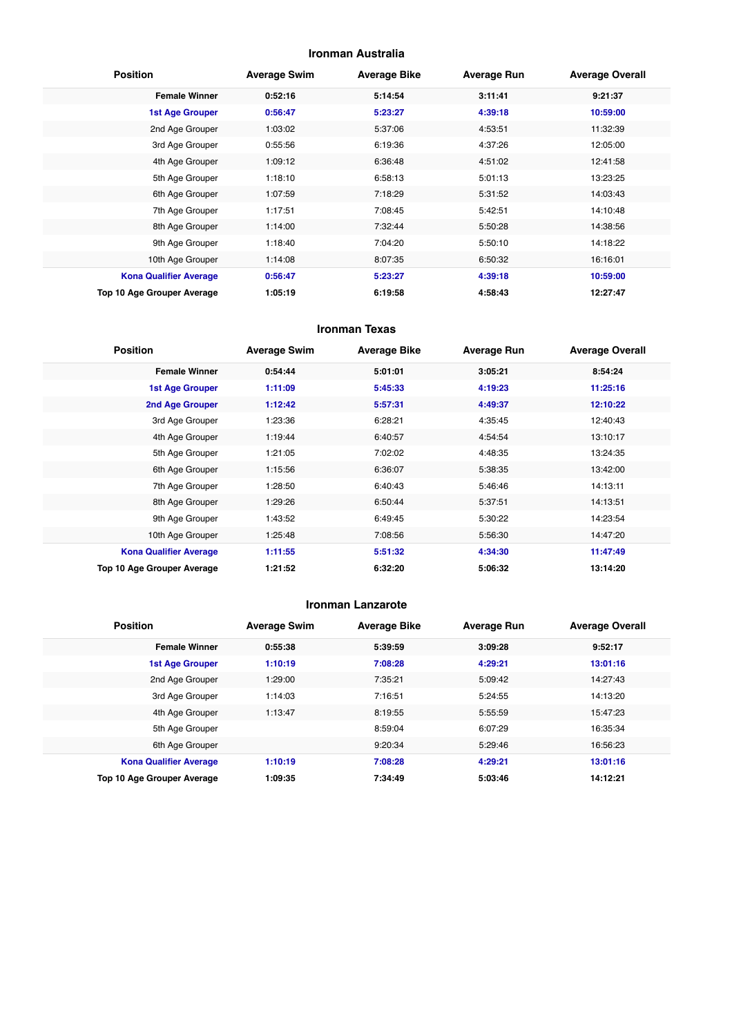### Ironman Australia

| Position | Average Swim | Average Bike | Average Run | Average Overall |
| --- | --- | --- | --- | --- |
| **Female Winner** | **0:52:16** | **5:14:54** | **3:11:41** | **9:21:37** |
| **1st Age Grouper** | **0:56:47** | **5:23:27** | **4:39:18** | **10:59:00** |
| 2nd Age Grouper | 1:03:02 | 5:37:06 | 4:53:51 | 11:32:39 |
| 3rd Age Grouper | 0:55:56 | 6:19:36 | 4:37:26 | 12:05:00 |
| 4th Age Grouper | 1:09:12 | 6:36:48 | 4:51:02 | 12:41:58 |
| 5th Age Grouper | 1:18:10 | 6:58:13 | 5:01:13 | 13:23:25 |
| 6th Age Grouper | 1:07:59 | 7:18:29 | 5:31:52 | 14:03:43 |
| 7th Age Grouper | 1:17:51 | 7:08:45 | 5:42:51 | 14:10:48 |
| 8th Age Grouper | 1:14:00 | 7:32:44 | 5:50:28 | 14:38:56 |
| 9th Age Grouper | 1:18:40 | 7:04:20 | 5:50:10 | 14:18:22 |
| 10th Age Grouper | 1:14:08 | 8:07:35 | 6:50:32 | 16:16:01 |
| **Kona Qualifier Average** | **0:56:47** | **5:23:27** | **4:39:18** | **10:59:00** |
| **Top 10 Age Grouper Average** | **1:05:19** | **6:19:58** | **4:58:43** | **12:27:47** |

### Ironman Texas

| Position | Average Swim | Average Bike | Average Run | Average Overall |
| --- | --- | --- | --- | --- |
| **Female Winner** | **0:54:44** | **5:01:01** | **3:05:21** | **8:54:24** |
| **1st Age Grouper** | **1:11:09** | **5:45:33** | **4:19:23** | **11:25:16** |
| **2nd Age Grouper** | **1:12:42** | **5:57:31** | **4:49:37** | **12:10:22** |
| 3rd Age Grouper | 1:23:36 | 6:28:21 | 4:35:45 | 12:40:43 |
| 4th Age Grouper | 1:19:44 | 6:40:57 | 4:54:54 | 13:10:17 |
| 5th Age Grouper | 1:21:05 | 7:02:02 | 4:48:35 | 13:24:35 |
| 6th Age Grouper | 1:15:56 | 6:36:07 | 5:38:35 | 13:42:00 |
| 7th Age Grouper | 1:28:50 | 6:40:43 | 5:46:46 | 14:13:11 |
| 8th Age Grouper | 1:29:26 | 6:50:44 | 5:37:51 | 14:13:51 |
| 9th Age Grouper | 1:43:52 | 6:49:45 | 5:30:22 | 14:23:54 |
| 10th Age Grouper | 1:25:48 | 7:08:56 | 5:56:30 | 14:47:20 |
| **Kona Qualifier Average** | **1:11:55** | **5:51:32** | **4:34:30** | **11:47:49** |
| **Top 10 Age Grouper Average** | **1:21:52** | **6:32:20** | **5:06:32** | **13:14:20** |

### Ironman Lanzarote

| Position | Average Swim | Average Bike | Average Run | Average Overall |
| --- | --- | --- | --- | --- |
| **Female Winner** | **0:55:38** | **5:39:59** | **3:09:28** | **9:52:17** |
| **1st Age Grouper** | **1:10:19** | **7:08:28** | **4:29:21** | **13:01:16** |
| 2nd Age Grouper | 1:29:00 | 7:35:21 | 5:09:42 | 14:27:43 |
| 3rd Age Grouper | 1:14:03 | 7:16:51 | 5:24:55 | 14:13:20 |
| 4th Age Grouper | 1:13:47 | 8:19:55 | 5:55:59 | 15:47:23 |
| 5th Age Grouper | | 8:59:04 | 6:07:29 | 16:35:34 |
| 6th Age Grouper | | 9:20:34 | 5:29:46 | 16:56:23 |
| **Kona Qualifier Average** | **1:10:19** | **7:08:28** | **4:29:21** | **13:01:16** |
| **Top 10 Age Grouper Average** | **1:09:35** | **7:34:49** | **5:03:46** | **14:12:21** |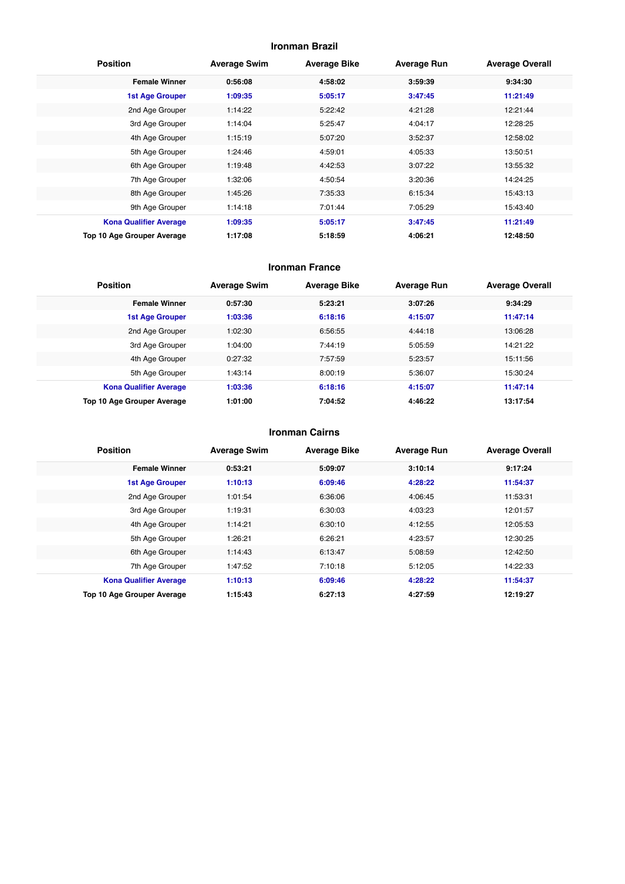## Ironman Brazil

| Position | Average Swim | Average Bike | Average Run | Average Overall |
|---|---|---|---|---|
| **Female Winner** | **0:56:08** | **4:58:02** | **3:59:39** | **9:34:30** |
| **1st Age Grouper** | **1:09:35** | **5:05:17** | **3:47:45** | **11:21:49** |
| 2nd Age Grouper | 1:14:22 | 5:22:42 | 4:21:28 | 12:21:44 |
| 3rd Age Grouper | 1:14:04 | 5:25:47 | 4:04:17 | 12:28:25 |
| 4th Age Grouper | 1:15:19 | 5:07:20 | 3:52:37 | 12:58:02 |
| 5th Age Grouper | 1:24:46 | 4:59:01 | 4:05:33 | 13:50:51 |
| 6th Age Grouper | 1:19:48 | 4:42:53 | 3:07:22 | 13:55:32 |
| 7th Age Grouper | 1:32:06 | 4:50:54 | 3:20:36 | 14:24:25 |
| 8th Age Grouper | 1:45:26 | 7:35:33 | 6:15:34 | 15:43:13 |
| 9th Age Grouper | 1:14:18 | 7:01:44 | 7:05:29 | 15:43:40 |
| **Kona Qualifier Average** | **1:09:35** | **5:05:17** | **3:47:45** | **11:21:49** |
| **Top 10 Age Grouper Average** | **1:17:08** | **5:18:59** | **4:06:21** | **12:48:50** |

## Ironman France

| Position | Average Swim | Average Bike | Average Run | Average Overall |
|---|---|---|---|---|
| **Female Winner** | **0:57:30** | **5:23:21** | **3:07:26** | **9:34:29** |
| **1st Age Grouper** | **1:03:36** | **6:18:16** | **4:15:07** | **11:47:14** |
| 2nd Age Grouper | 1:02:30 | 6:56:55 | 4:44:18 | 13:06:28 |
| 3rd Age Grouper | 1:04:00 | 7:44:19 | 5:05:59 | 14:21:22 |
| 4th Age Grouper | 0:27:32 | 7:57:59 | 5:23:57 | 15:11:56 |
| 5th Age Grouper | 1:43:14 | 8:00:19 | 5:36:07 | 15:30:24 |
| **Kona Qualifier Average** | **1:03:36** | **6:18:16** | **4:15:07** | **11:47:14** |
| **Top 10 Age Grouper Average** | **1:01:00** | **7:04:52** | **4:46:22** | **13:17:54** |

## Ironman Cairns

| Position | Average Swim | Average Bike | Average Run | Average Overall |
|---|---|---|---|---|
| **Female Winner** | **0:53:21** | **5:09:07** | **3:10:14** | **9:17:24** |
| **1st Age Grouper** | **1:10:13** | **6:09:46** | **4:28:22** | **11:54:37** |
| 2nd Age Grouper | 1:01:54 | 6:36:06 | 4:06:45 | 11:53:31 |
| 3rd Age Grouper | 1:19:31 | 6:30:03 | 4:03:23 | 12:01:57 |
| 4th Age Grouper | 1:14:21 | 6:30:10 | 4:12:55 | 12:05:53 |
| 5th Age Grouper | 1:26:21 | 6:26:21 | 4:23:57 | 12:30:25 |
| 6th Age Grouper | 1:14:43 | 6:13:47 | 5:08:59 | 12:42:50 |
| 7th Age Grouper | 1:47:52 | 7:10:18 | 5:12:05 | 14:22:33 |
| **Kona Qualifier Average** | **1:10:13** | **6:09:46** | **4:28:22** | **11:54:37** |
| **Top 10 Age Grouper Average** | **1:15:43** | **6:27:13** | **4:27:59** | **12:19:27** |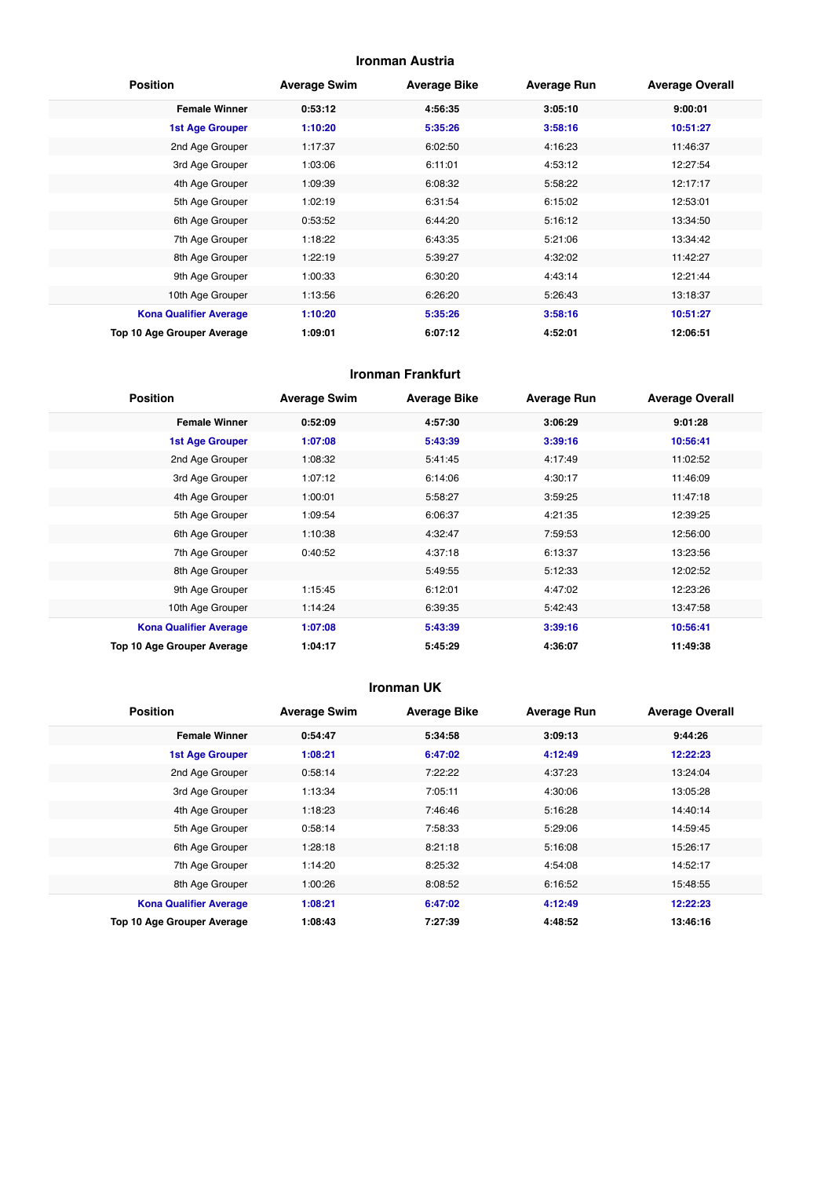## Ironman Austria

| Position | Average Swim | Average Bike | Average Run | Average Overall |
|---|---|---|---|---|
| **Female Winner** | **0:53:12** | **4:56:35** | **3:05:10** | **9:00:01** |
| **1st Age Grouper** | **1:10:20** | **5:35:26** | **3:58:16** | **10:51:27** |
| 2nd Age Grouper | 1:17:37 | 6:02:50 | 4:16:23 | 11:46:37 |
| 3rd Age Grouper | 1:03:06 | 6:11:01 | 4:53:12 | 12:27:54 |
| 4th Age Grouper | 1:09:39 | 6:08:32 | 5:58:22 | 12:17:17 |
| 5th Age Grouper | 1:02:19 | 6:31:54 | 6:15:02 | 12:53:01 |
| 6th Age Grouper | 0:53:52 | 6:44:20 | 5:16:12 | 13:34:50 |
| 7th Age Grouper | 1:18:22 | 6:43:35 | 5:21:06 | 13:34:42 |
| 8th Age Grouper | 1:22:19 | 5:39:27 | 4:32:02 | 11:42:27 |
| 9th Age Grouper | 1:00:33 | 6:30:20 | 4:43:14 | 12:21:44 |
| 10th Age Grouper | 1:13:56 | 6:26:20 | 5:26:43 | 13:18:37 |
| **Kona Qualifier Average** | **1:10:20** | **5:35:26** | **3:58:16** | **10:51:27** |
| **Top 10 Age Grouper Average** | **1:09:01** | **6:07:12** | **4:52:01** | **12:06:51** |

## Ironman Frankfurt

| Position | Average Swim | Average Bike | Average Run | Average Overall |
|---|---|---|---|---|
| **Female Winner** | **0:52:09** | **4:57:30** | **3:06:29** | **9:01:28** |
| **1st Age Grouper** | **1:07:08** | **5:43:39** | **3:39:16** | **10:56:41** |
| 2nd Age Grouper | 1:08:32 | 5:41:45 | 4:17:49 | 11:02:52 |
| 3rd Age Grouper | 1:07:12 | 6:14:06 | 4:30:17 | 11:46:09 |
| 4th Age Grouper | 1:00:01 | 5:58:27 | 3:59:25 | 11:47:18 |
| 5th Age Grouper | 1:09:54 | 6:06:37 | 4:21:35 | 12:39:25 |
| 6th Age Grouper | 1:10:38 | 4:32:47 | 7:59:53 | 12:56:00 |
| 7th Age Grouper | 0:40:52 | 4:37:18 | 6:13:37 | 13:23:56 |
| 8th Age Grouper | | 5:49:55 | 5:12:33 | 12:02:52 |
| 9th Age Grouper | 1:15:45 | 6:12:01 | 4:47:02 | 12:23:26 |
| 10th Age Grouper | 1:14:24 | 6:39:35 | 5:42:43 | 13:47:58 |
| **Kona Qualifier Average** | **1:07:08** | **5:43:39** | **3:39:16** | **10:56:41** |
| **Top 10 Age Grouper Average** | **1:04:17** | **5:45:29** | **4:36:07** | **11:49:38** |

## Ironman UK

| Position | Average Swim | Average Bike | Average Run | Average Overall |
|---|---|---|---|---|
| **Female Winner** | **0:54:47** | **5:34:58** | **3:09:13** | **9:44:26** |
| **1st Age Grouper** | **1:08:21** | **6:47:02** | **4:12:49** | **12:22:23** |
| 2nd Age Grouper | 0:58:14 | 7:22:22 | 4:37:23 | 13:24:04 |
| 3rd Age Grouper | 1:13:34 | 7:05:11 | 4:30:06 | 13:05:28 |
| 4th Age Grouper | 1:18:23 | 7:46:46 | 5:16:28 | 14:40:14 |
| 5th Age Grouper | 0:58:14 | 7:58:33 | 5:29:06 | 14:59:45 |
| 6th Age Grouper | 1:28:18 | 8:21:18 | 5:16:08 | 15:26:17 |
| 7th Age Grouper | 1:14:20 | 8:25:32 | 4:54:08 | 14:52:17 |
| 8th Age Grouper | 1:00:26 | 8:08:52 | 6:16:52 | 15:48:55 |
| **Kona Qualifier Average** | **1:08:21** | **6:47:02** | **4:12:49** | **12:22:23** |
| **Top 10 Age Grouper Average** | **1:08:43** | **7:27:39** | **4:48:52** | **13:46:16** |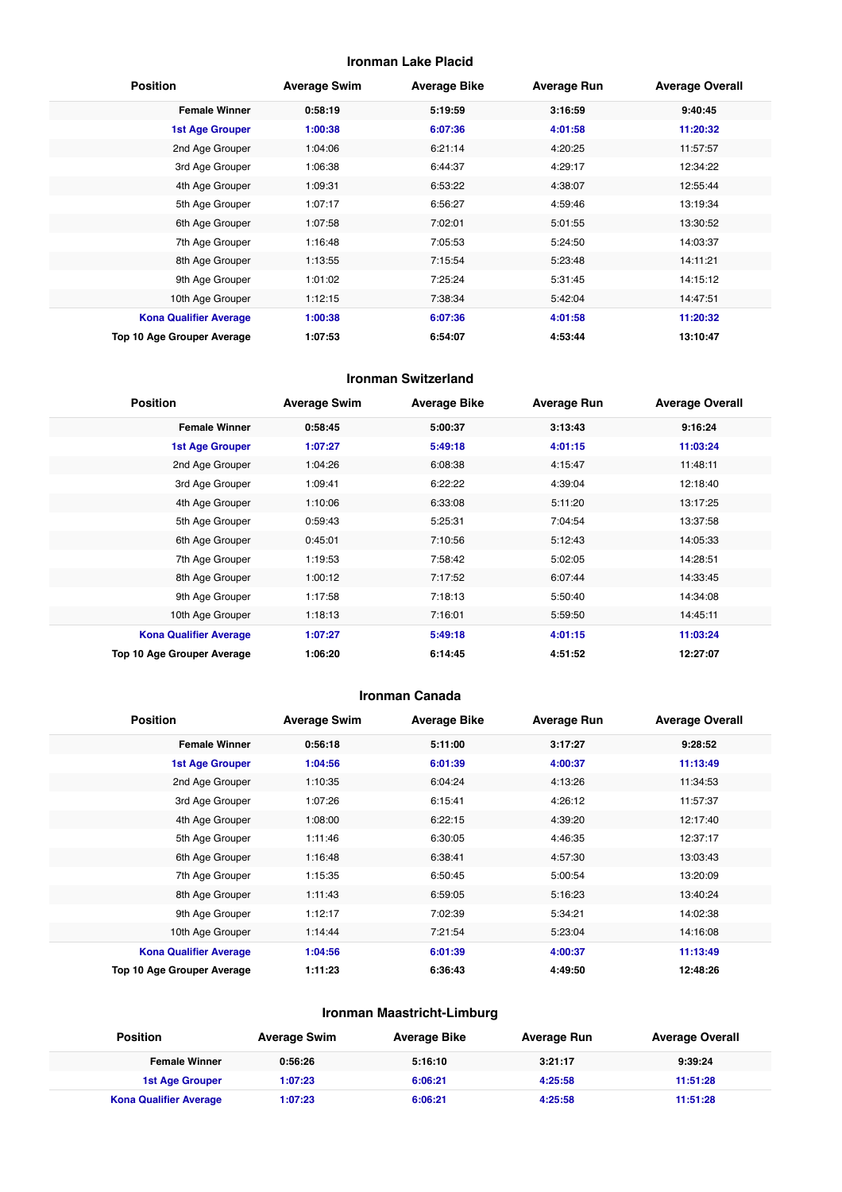### Ironman Lake Placid

| Position | Average Swim | Average Bike | Average Run | Average Overall |
|---|---|---|---|---|
| **Female Winner** | **0:58:19** | **5:19:59** | **3:16:59** | **9:40:45** |
| **1st Age Grouper** | **1:00:38** | **6:07:36** | **4:01:58** | **11:20:32** |
| 2nd Age Grouper | 1:04:06 | 6:21:14 | 4:20:25 | 11:57:57 |
| 3rd Age Grouper | 1:06:38 | 6:44:37 | 4:29:17 | 12:34:22 |
| 4th Age Grouper | 1:09:31 | 6:53:22 | 4:38:07 | 12:55:44 |
| 5th Age Grouper | 1:07:17 | 6:56:27 | 4:59:46 | 13:19:34 |
| 6th Age Grouper | 1:07:58 | 7:02:01 | 5:01:55 | 13:30:52 |
| 7th Age Grouper | 1:16:48 | 7:05:53 | 5:24:50 | 14:03:37 |
| 8th Age Grouper | 1:13:55 | 7:15:54 | 5:23:48 | 14:11:21 |
| 9th Age Grouper | 1:01:02 | 7:25:24 | 5:31:45 | 14:15:12 |
| 10th Age Grouper | 1:12:15 | 7:38:34 | 5:42:04 | 14:47:51 |
| **Kona Qualifier Average** | **1:00:38** | **6:07:36** | **4:01:58** | **11:20:32** |
| **Top 10 Age Grouper Average** | **1:07:53** | **6:54:07** | **4:53:44** | **13:10:47** |

### Ironman Switzerland

| Position | Average Swim | Average Bike | Average Run | Average Overall |
|---|---|---|---|---|
| **Female Winner** | **0:58:45** | **5:00:37** | **3:13:43** | **9:16:24** |
| **1st Age Grouper** | **1:07:27** | **5:49:18** | **4:01:15** | **11:03:24** |
| 2nd Age Grouper | 1:04:26 | 6:08:38 | 4:15:47 | 11:48:11 |
| 3rd Age Grouper | 1:09:41 | 6:22:22 | 4:39:04 | 12:18:40 |
| 4th Age Grouper | 1:10:06 | 6:33:08 | 5:11:20 | 13:17:25 |
| 5th Age Grouper | 0:59:43 | 5:25:31 | 7:04:54 | 13:37:58 |
| 6th Age Grouper | 0:45:01 | 7:10:56 | 5:12:43 | 14:05:33 |
| 7th Age Grouper | 1:19:53 | 7:58:42 | 5:02:05 | 14:28:51 |
| 8th Age Grouper | 1:00:12 | 7:17:52 | 6:07:44 | 14:33:45 |
| 9th Age Grouper | 1:17:58 | 7:18:13 | 5:50:40 | 14:34:08 |
| 10th Age Grouper | 1:18:13 | 7:16:01 | 5:59:50 | 14:45:11 |
| **Kona Qualifier Average** | **1:07:27** | **5:49:18** | **4:01:15** | **11:03:24** |
| **Top 10 Age Grouper Average** | **1:06:20** | **6:14:45** | **4:51:52** | **12:27:07** |

### Ironman Canada

| Position | Average Swim | Average Bike | Average Run | Average Overall |
|---|---|---|---|---|
| **Female Winner** | **0:56:18** | **5:11:00** | **3:17:27** | **9:28:52** |
| **1st Age Grouper** | **1:04:56** | **6:01:39** | **4:00:37** | **11:13:49** |
| 2nd Age Grouper | 1:10:35 | 6:04:24 | 4:13:26 | 11:34:53 |
| 3rd Age Grouper | 1:07:26 | 6:15:41 | 4:26:12 | 11:57:37 |
| 4th Age Grouper | 1:08:00 | 6:22:15 | 4:39:20 | 12:17:40 |
| 5th Age Grouper | 1:11:46 | 6:30:05 | 4:46:35 | 12:37:17 |
| 6th Age Grouper | 1:16:48 | 6:38:41 | 4:57:30 | 13:03:43 |
| 7th Age Grouper | 1:15:35 | 6:50:45 | 5:00:54 | 13:20:09 |
| 8th Age Grouper | 1:11:43 | 6:59:05 | 5:16:23 | 13:40:24 |
| 9th Age Grouper | 1:12:17 | 7:02:39 | 5:34:21 | 14:02:38 |
| 10th Age Grouper | 1:14:44 | 7:21:54 | 5:23:04 | 14:16:08 |
| **Kona Qualifier Average** | **1:04:56** | **6:01:39** | **4:00:37** | **11:13:49** |
| **Top 10 Age Grouper Average** | **1:11:23** | **6:36:43** | **4:49:50** | **12:48:26** |

### Ironman Maastricht-Limburg

| Position | Average Swim | Average Bike | Average Run | Average Overall |
|---|---|---|---|---|
| **Female Winner** | **0:56:26** | **5:16:10** | **3:21:17** | **9:39:24** |
| **1st Age Grouper** | **1:07:23** | **6:06:21** | **4:25:58** | **11:51:28** |
| **Kona Qualifier Average** | **1:07:23** | **6:06:21** | **4:25:58** | **11:51:28** |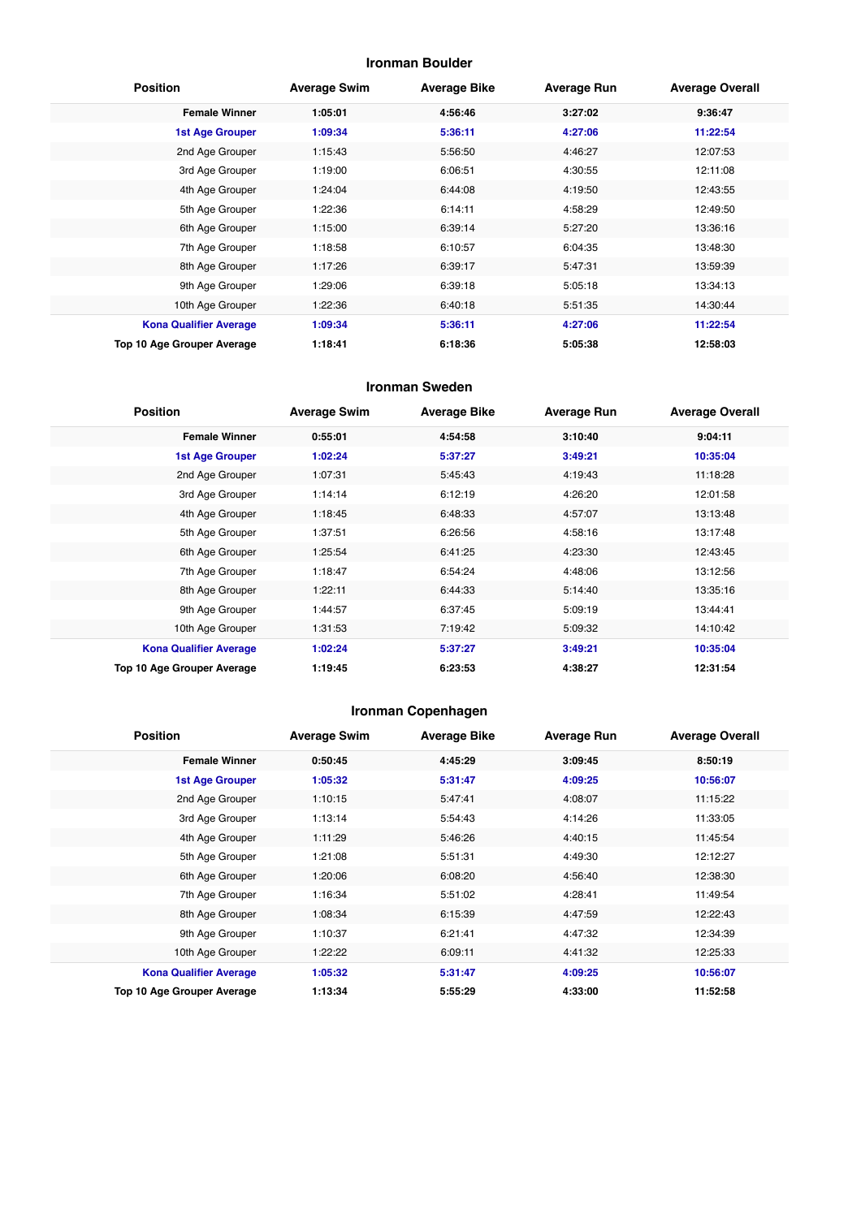## Ironman Boulder

| Position | Average Swim | Average Bike | Average Run | Average Overall |
|---|---|---|---|---|
| **Female Winner** | **1:05:01** | **4:56:46** | **3:27:02** | **9:36:47** |
| **1st Age Grouper** | **1:09:34** | **5:36:11** | **4:27:06** | **11:22:54** |
| 2nd Age Grouper | 1:15:43 | 5:56:50 | 4:46:27 | 12:07:53 |
| 3rd Age Grouper | 1:19:00 | 6:06:51 | 4:30:55 | 12:11:08 |
| 4th Age Grouper | 1:24:04 | 6:44:08 | 4:19:50 | 12:43:55 |
| 5th Age Grouper | 1:22:36 | 6:14:11 | 4:58:29 | 12:49:50 |
| 6th Age Grouper | 1:15:00 | 6:39:14 | 5:27:20 | 13:36:16 |
| 7th Age Grouper | 1:18:58 | 6:10:57 | 6:04:35 | 13:48:30 |
| 8th Age Grouper | 1:17:26 | 6:39:17 | 5:47:31 | 13:59:39 |
| 9th Age Grouper | 1:29:06 | 6:39:18 | 5:05:18 | 13:34:13 |
| 10th Age Grouper | 1:22:36 | 6:40:18 | 5:51:35 | 14:30:44 |
| **Kona Qualifier Average** | **1:09:34** | **5:36:11** | **4:27:06** | **11:22:54** |
| **Top 10 Age Grouper Average** | **1:18:41** | **6:18:36** | **5:05:38** | **12:58:03** |

## Ironman Sweden

| Position | Average Swim | Average Bike | Average Run | Average Overall |
|---|---|---|---|---|
| **Female Winner** | **0:55:01** | **4:54:58** | **3:10:40** | **9:04:11** |
| **1st Age Grouper** | **1:02:24** | **5:37:27** | **3:49:21** | **10:35:04** |
| 2nd Age Grouper | 1:07:31 | 5:45:43 | 4:19:43 | 11:18:28 |
| 3rd Age Grouper | 1:14:14 | 6:12:19 | 4:26:20 | 12:01:58 |
| 4th Age Grouper | 1:18:45 | 6:48:33 | 4:57:07 | 13:13:48 |
| 5th Age Grouper | 1:37:51 | 6:26:56 | 4:58:16 | 13:17:48 |
| 6th Age Grouper | 1:25:54 | 6:41:25 | 4:23:30 | 12:43:45 |
| 7th Age Grouper | 1:18:47 | 6:54:24 | 4:48:06 | 13:12:56 |
| 8th Age Grouper | 1:22:11 | 6:44:33 | 5:14:40 | 13:35:16 |
| 9th Age Grouper | 1:44:57 | 6:37:45 | 5:09:19 | 13:44:41 |
| 10th Age Grouper | 1:31:53 | 7:19:42 | 5:09:32 | 14:10:42 |
| **Kona Qualifier Average** | **1:02:24** | **5:37:27** | **3:49:21** | **10:35:04** |
| **Top 10 Age Grouper Average** | **1:19:45** | **6:23:53** | **4:38:27** | **12:31:54** |

## Ironman Copenhagen

| Position | Average Swim | Average Bike | Average Run | Average Overall |
|---|---|---|---|---|
| **Female Winner** | **0:50:45** | **4:45:29** | **3:09:45** | **8:50:19** |
| **1st Age Grouper** | **1:05:32** | **5:31:47** | **4:09:25** | **10:56:07** |
| 2nd Age Grouper | 1:10:15 | 5:47:41 | 4:08:07 | 11:15:22 |
| 3rd Age Grouper | 1:13:14 | 5:54:43 | 4:14:26 | 11:33:05 |
| 4th Age Grouper | 1:11:29 | 5:46:26 | 4:40:15 | 11:45:54 |
| 5th Age Grouper | 1:21:08 | 5:51:31 | 4:49:30 | 12:12:27 |
| 6th Age Grouper | 1:20:06 | 6:08:20 | 4:56:40 | 12:38:30 |
| 7th Age Grouper | 1:16:34 | 5:51:02 | 4:28:41 | 11:49:54 |
| 8th Age Grouper | 1:08:34 | 6:15:39 | 4:47:59 | 12:22:43 |
| 9th Age Grouper | 1:10:37 | 6:21:41 | 4:47:32 | 12:34:39 |
| 10th Age Grouper | 1:22:22 | 6:09:11 | 4:41:32 | 12:25:33 |
| **Kona Qualifier Average** | **1:05:32** | **5:31:47** | **4:09:25** | **10:56:07** |
| **Top 10 Age Grouper Average** | **1:13:34** | **5:55:29** | **4:33:00** | **11:52:58** |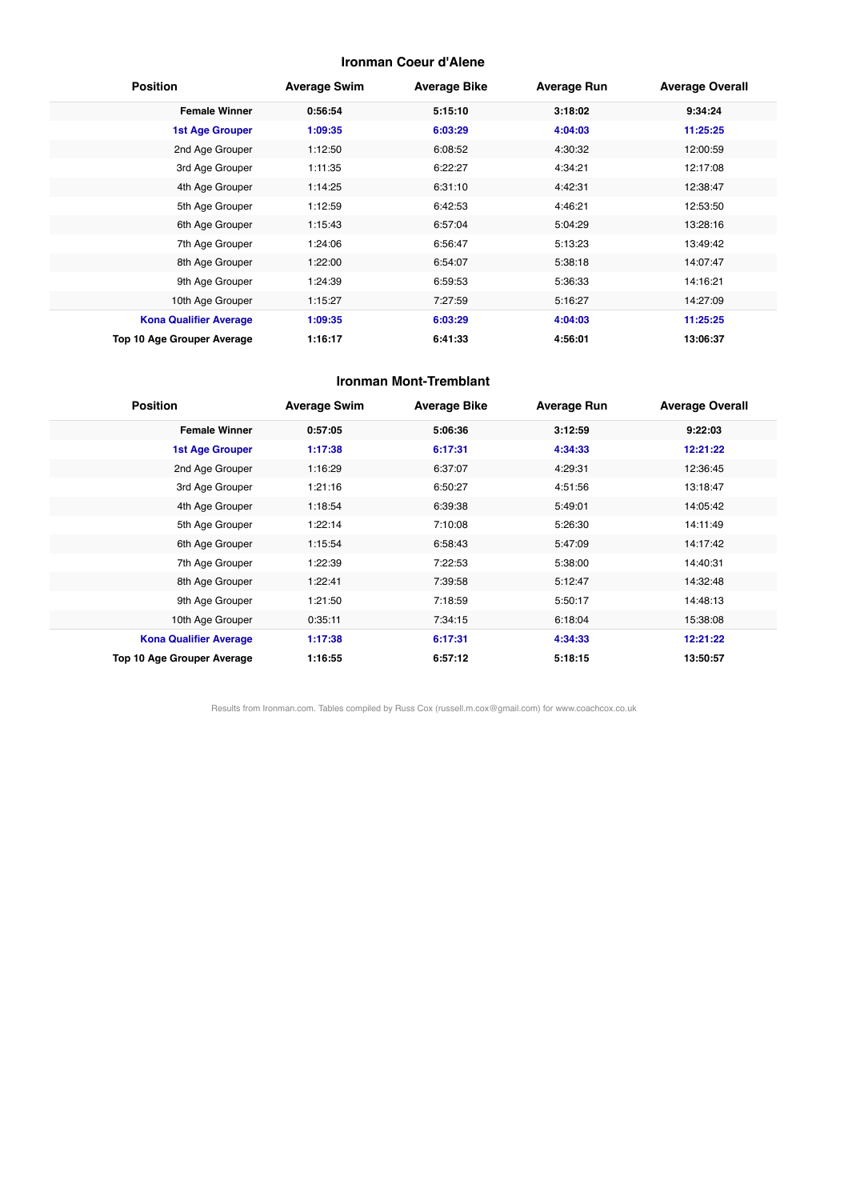### Ironman Coeur d'Alene

| Position | Average Swim | Average Bike | Average Run | Average Overall |
| --- | --- | --- | --- | --- |
| **Female Winner** | **0:56:54** | **5:15:10** | **3:18:02** | **9:34:24** |
| **1st Age Grouper** | **1:09:35** | **6:03:29** | **4:04:03** | **11:25:25** |
| 2nd Age Grouper | 1:12:50 | 6:08:52 | 4:30:32 | 12:00:59 |
| 3rd Age Grouper | 1:11:35 | 6:22:27 | 4:34:21 | 12:17:08 |
| 4th Age Grouper | 1:14:25 | 6:31:10 | 4:42:31 | 12:38:47 |
| 5th Age Grouper | 1:12:59 | 6:42:53 | 4:46:21 | 12:53:50 |
| 6th Age Grouper | 1:15:43 | 6:57:04 | 5:04:29 | 13:28:16 |
| 7th Age Grouper | 1:24:06 | 6:56:47 | 5:13:23 | 13:49:42 |
| 8th Age Grouper | 1:22:00 | 6:54:07 | 5:38:18 | 14:07:47 |
| 9th Age Grouper | 1:24:39 | 6:59:53 | 5:36:33 | 14:16:21 |
| 10th Age Grouper | 1:15:27 | 7:27:59 | 5:16:27 | 14:27:09 |
| **Kona Qualifier Average** | **1:09:35** | **6:03:29** | **4:04:03** | **11:25:25** |
| **Top 10 Age Grouper Average** | **1:16:17** | **6:41:33** | **4:56:01** | **13:06:37** |

### Ironman Mont-Tremblant

| Position | Average Swim | Average Bike | Average Run | Average Overall |
| --- | --- | --- | --- | --- |
| **Female Winner** | **0:57:05** | **5:06:36** | **3:12:59** | **9:22:03** |
| **1st Age Grouper** | **1:17:38** | **6:17:31** | **4:34:33** | **12:21:22** |
| 2nd Age Grouper | 1:16:29 | 6:37:07 | 4:29:31 | 12:36:45 |
| 3rd Age Grouper | 1:21:16 | 6:50:27 | 4:51:56 | 13:18:47 |
| 4th Age Grouper | 1:18:54 | 6:39:38 | 5:49:01 | 14:05:42 |
| 5th Age Grouper | 1:22:14 | 7:10:08 | 5:26:30 | 14:11:49 |
| 6th Age Grouper | 1:15:54 | 6:58:43 | 5:47:09 | 14:17:42 |
| 7th Age Grouper | 1:22:39 | 7:22:53 | 5:38:00 | 14:40:31 |
| 8th Age Grouper | 1:22:41 | 7:39:58 | 5:12:47 | 14:32:48 |
| 9th Age Grouper | 1:21:50 | 7:18:59 | 5:50:17 | 14:48:13 |
| 10th Age Grouper | 0:35:11 | 7:34:15 | 6:18:04 | 15:38:08 |
| **Kona Qualifier Average** | **1:17:38** | **6:17:31** | **4:34:33** | **12:21:22** |
| **Top 10 Age Grouper Average** | **1:16:55** | **6:57:12** | **5:18:15** | **13:50:57** |

Results from Ironman.com. Tables compiled by Russ Cox (russell.m.cox@gmail.com) for www.coachcox.co.uk